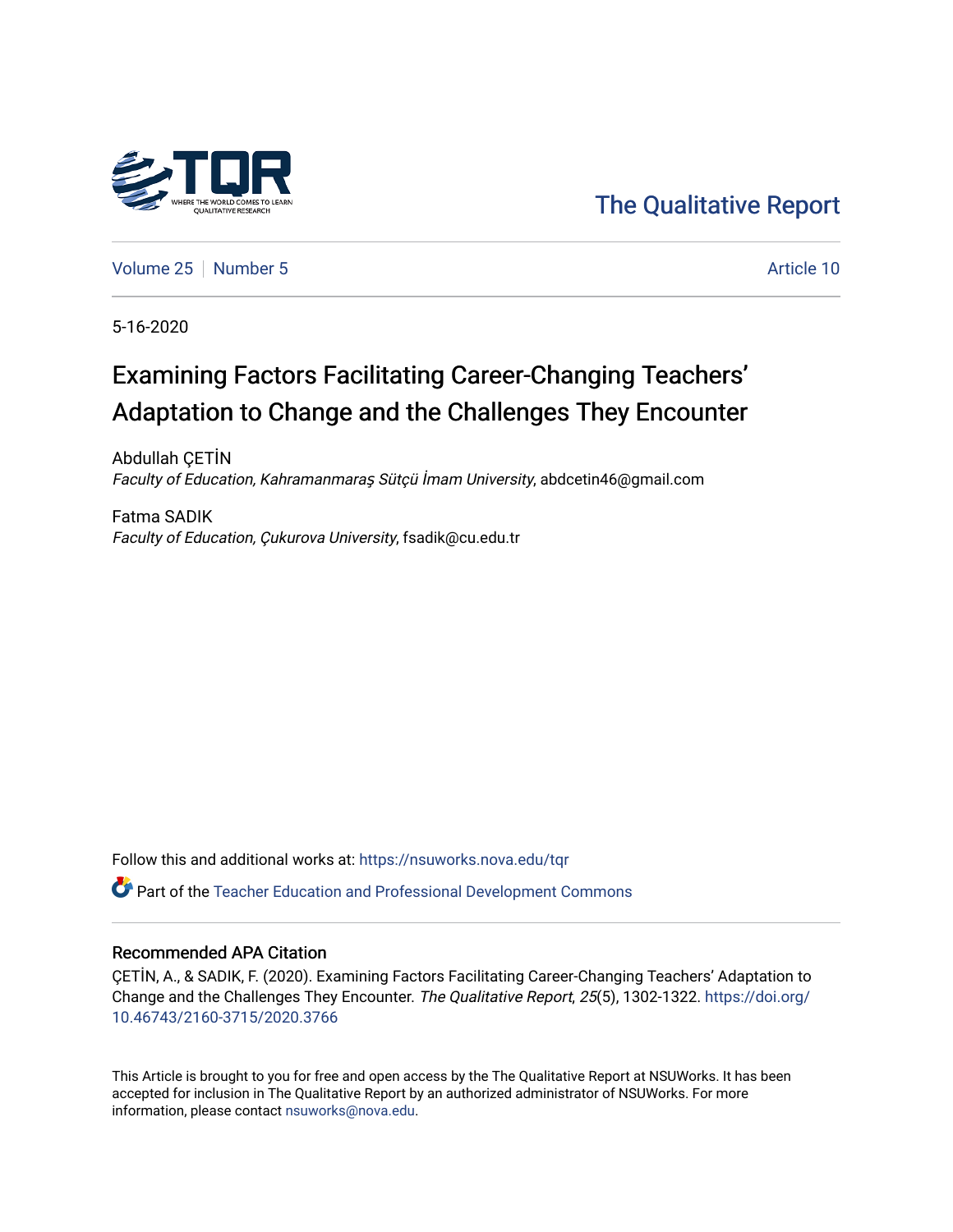The Qualitative Report

Volume 25 | Number 5 | Article 10

5-16-2020

# Examining Factors Facilitating Career-Changing Teachers' Adaptation to Change and the Challenges They Encounter

Abdullah ÇETİN
*Faculty of Education, Kahramanmaraş Sütçü İmam University*, abdcetin46@gmail.com

Fatma SADIK
*Faculty of Education, Çukurova University*, fsadik@cu.edu.tr

Follow this and additional works at: https://nsuworks.nova.edu/tqr

Part of the Teacher Education and Professional Development Commons

## Recommended APA Citation

ÇETİN, A., & SADIK, F. (2020). Examining Factors Facilitating Career-Changing Teachers' Adaptation to Change and the Challenges They Encounter. *The Qualitative Report*, *25*(5), 1302-1322. https://doi.org/10.46743/2160-3715/2020.3766

This Article is brought to you for free and open access by the The Qualitative Report at NSUWorks. It has been accepted for inclusion in The Qualitative Report by an authorized administrator of NSUWorks. For more information, please contact nsuworks@nova.edu.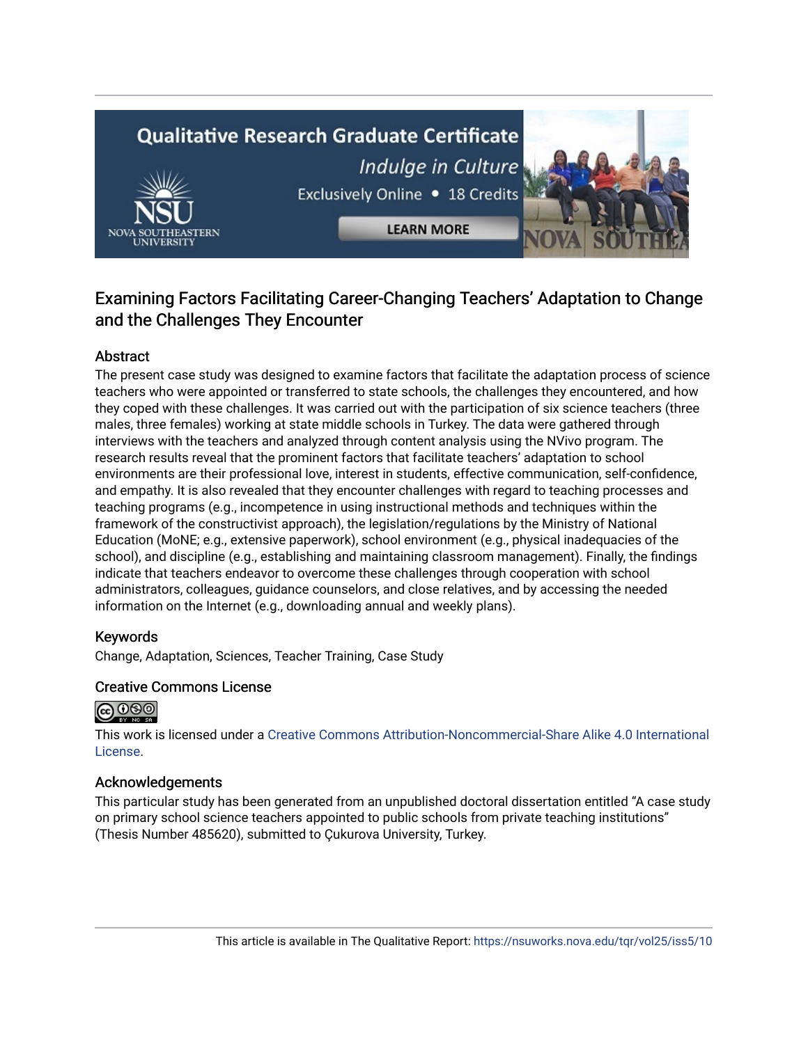# Examining Factors Facilitating Career-Changing Teachers' Adaptation to Change and the Challenges They Encounter

## Abstract

The present case study was designed to examine factors that facilitate the adaptation process of science teachers who were appointed or transferred to state schools, the challenges they encountered, and how they coped with these challenges. It was carried out with the participation of six science teachers (three males, three females) working at state middle schools in Turkey. The data were gathered through interviews with the teachers and analyzed through content analysis using the NVivo program. The research results reveal that the prominent factors that facilitate teachers' adaptation to school environments are their professional love, interest in students, effective communication, self-confidence, and empathy. It is also revealed that they encounter challenges with regard to teaching processes and teaching programs (e.g., incompetence in using instructional methods and techniques within the framework of the constructivist approach), the legislation/regulations by the Ministry of National Education (MoNE; e.g., extensive paperwork), school environment (e.g., physical inadequacies of the school), and discipline (e.g., establishing and maintaining classroom management). Finally, the findings indicate that teachers endeavor to overcome these challenges through cooperation with school administrators, colleagues, guidance counselors, and close relatives, and by accessing the needed information on the Internet (e.g., downloading annual and weekly plans).

## Keywords

Change, Adaptation, Sciences, Teacher Training, Case Study

## Creative Commons License

This work is licensed under a Creative Commons Attribution-Noncommercial-Share Alike 4.0 International License.

## Acknowledgements

This particular study has been generated from an unpublished doctoral dissertation entitled "A case study on primary school science teachers appointed to public schools from private teaching institutions" (Thesis Number 485620), submitted to Çukurova University, Turkey.

This article is available in The Qualitative Report: https://nsuworks.nova.edu/tqr/vol25/iss5/10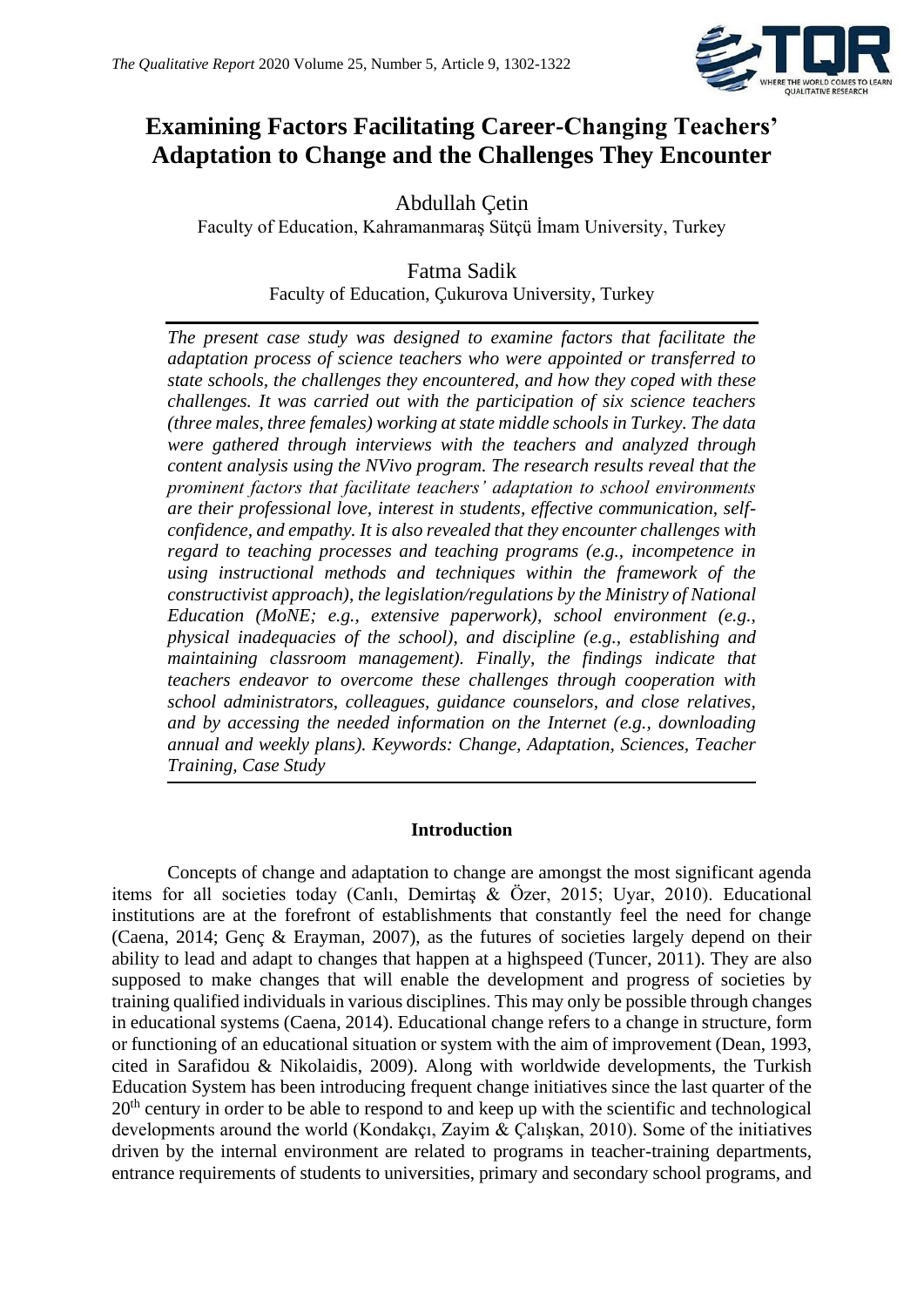# Examining Factors Facilitating Career-Changing Teachers' Adaptation to Change and the Challenges They Encounter

Abdullah Çetin
Faculty of Education, Kahramanmaraş Sütçü İmam University, Turkey

Fatma Sadik
Faculty of Education, Çukurova University, Turkey

*The present case study was designed to examine factors that facilitate the adaptation process of science teachers who were appointed or transferred to state schools, the challenges they encountered, and how they coped with these challenges. It was carried out with the participation of six science teachers (three males, three females) working at state middle schools in Turkey. The data were gathered through interviews with the teachers and analyzed through content analysis using the NVivo program. The research results reveal that the prominent factors that facilitate teachers' adaptation to school environments are their professional love, interest in students, effective communication, self-confidence, and empathy. It is also revealed that they encounter challenges with regard to teaching processes and teaching programs (e.g., incompetence in using instructional methods and techniques within the framework of the constructivist approach), the legislation/regulations by the Ministry of National Education (MoNE; e.g., extensive paperwork), school environment (e.g., physical inadequacies of the school), and discipline (e.g., establishing and maintaining classroom management). Finally, the findings indicate that teachers endeavor to overcome these challenges through cooperation with school administrators, colleagues, guidance counselors, and close relatives, and by accessing the needed information on the Internet (e.g., downloading annual and weekly plans). Keywords: Change, Adaptation, Sciences, Teacher Training, Case Study*

## Introduction

Concepts of change and adaptation to change are amongst the most significant agenda items for all societies today (Canlı, Demirtaş & Özer, 2015; Uyar, 2010). Educational institutions are at the forefront of establishments that constantly feel the need for change (Caena, 2014; Genç & Erayman, 2007), as the futures of societies largely depend on their ability to lead and adapt to changes that happen at a highspeed (Tuncer, 2011). They are also supposed to make changes that will enable the development and progress of societies by training qualified individuals in various disciplines. This may only be possible through changes in educational systems (Caena, 2014). Educational change refers to a change in structure, form or functioning of an educational situation or system with the aim of improvement (Dean, 1993, cited in Sarafidou & Nikolaidis, 2009). Along with worldwide developments, the Turkish Education System has been introducing frequent change initiatives since the last quarter of the 20th century in order to be able to respond to and keep up with the scientific and technological developments around the world (Kondakçı, Zayim & Çalışkan, 2010). Some of the initiatives driven by the internal environment are related to programs in teacher-training departments, entrance requirements of students to universities, primary and secondary school programs, and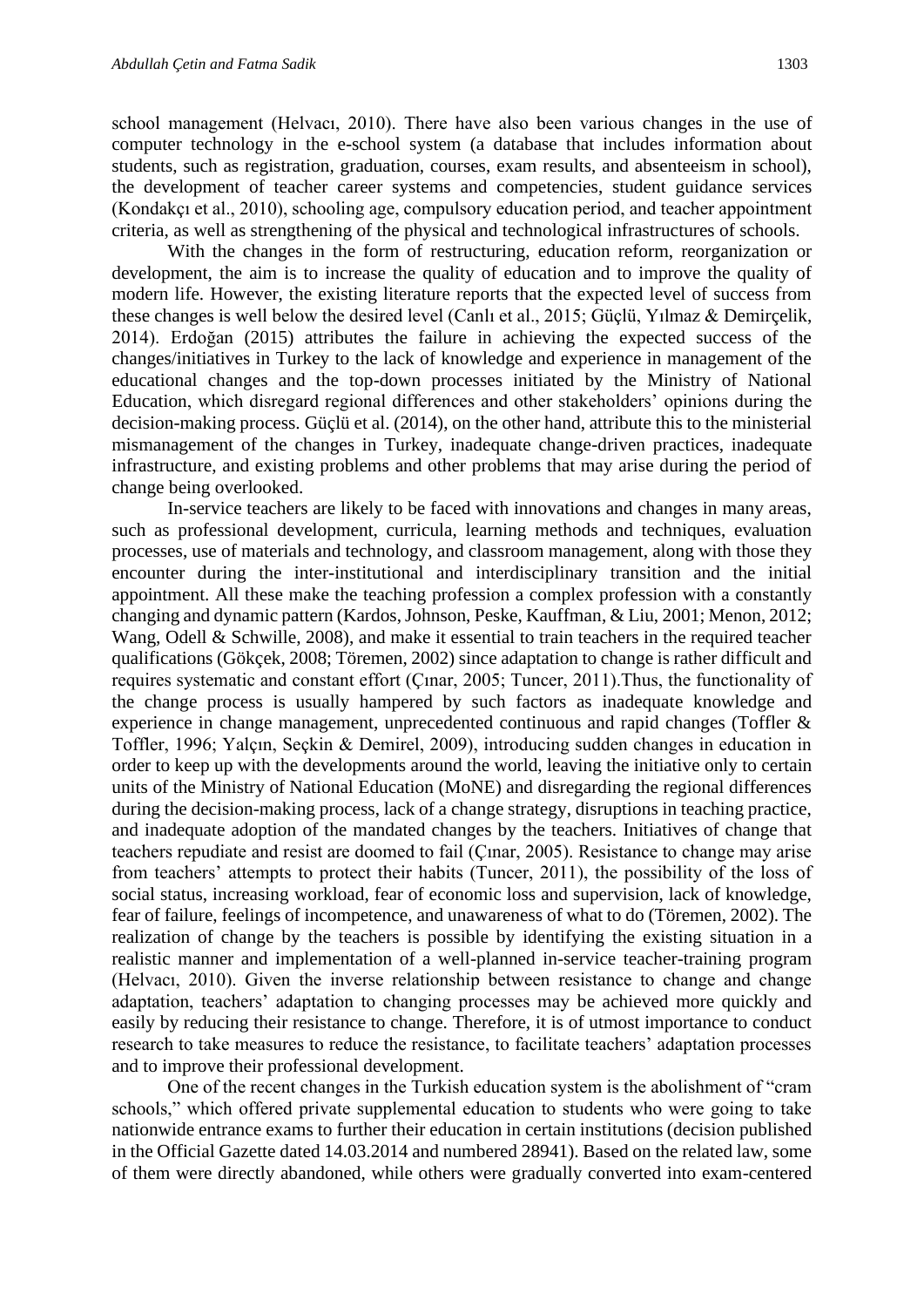school management (Helvacı, 2010). There have also been various changes in the use of computer technology in the e-school system (a database that includes information about students, such as registration, graduation, courses, exam results, and absenteeism in school), the development of teacher career systems and competencies, student guidance services (Kondakçı et al., 2010), schooling age, compulsory education period, and teacher appointment criteria, as well as strengthening of the physical and technological infrastructures of schools.

With the changes in the form of restructuring, education reform, reorganization or development, the aim is to increase the quality of education and to improve the quality of modern life. However, the existing literature reports that the expected level of success from these changes is well below the desired level (Canlı et al., 2015; Güçlü, Yılmaz & Demirçelik, 2014). Erdoğan (2015) attributes the failure in achieving the expected success of the changes/initiatives in Turkey to the lack of knowledge and experience in management of the educational changes and the top-down processes initiated by the Ministry of National Education, which disregard regional differences and other stakeholders' opinions during the decision-making process. Güçlü et al. (2014), on the other hand, attribute this to the ministerial mismanagement of the changes in Turkey, inadequate change-driven practices, inadequate infrastructure, and existing problems and other problems that may arise during the period of change being overlooked.

In-service teachers are likely to be faced with innovations and changes in many areas, such as professional development, curricula, learning methods and techniques, evaluation processes, use of materials and technology, and classroom management, along with those they encounter during the inter-institutional and interdisciplinary transition and the initial appointment. All these make the teaching profession a complex profession with a constantly changing and dynamic pattern (Kardos, Johnson, Peske, Kauffman, & Liu, 2001; Menon, 2012; Wang, Odell & Schwille, 2008), and make it essential to train teachers in the required teacher qualifications (Gökçek, 2008; Töremen, 2002) since adaptation to change is rather difficult and requires systematic and constant effort (Çınar, 2005; Tuncer, 2011).Thus, the functionality of the change process is usually hampered by such factors as inadequate knowledge and experience in change management, unprecedented continuous and rapid changes (Toffler & Toffler, 1996; Yalçın, Seçkin & Demirel, 2009), introducing sudden changes in education in order to keep up with the developments around the world, leaving the initiative only to certain units of the Ministry of National Education (MoNE) and disregarding the regional differences during the decision-making process, lack of a change strategy, disruptions in teaching practice, and inadequate adoption of the mandated changes by the teachers. Initiatives of change that teachers repudiate and resist are doomed to fail (Çınar, 2005). Resistance to change may arise from teachers' attempts to protect their habits (Tuncer, 2011), the possibility of the loss of social status, increasing workload, fear of economic loss and supervision, lack of knowledge, fear of failure, feelings of incompetence, and unawareness of what to do (Töremen, 2002). The realization of change by the teachers is possible by identifying the existing situation in a realistic manner and implementation of a well-planned in-service teacher-training program (Helvacı, 2010). Given the inverse relationship between resistance to change and change adaptation, teachers' adaptation to changing processes may be achieved more quickly and easily by reducing their resistance to change. Therefore, it is of utmost importance to conduct research to take measures to reduce the resistance, to facilitate teachers' adaptation processes and to improve their professional development.

One of the recent changes in the Turkish education system is the abolishment of "cram schools," which offered private supplemental education to students who were going to take nationwide entrance exams to further their education in certain institutions (decision published in the Official Gazette dated 14.03.2014 and numbered 28941). Based on the related law, some of them were directly abandoned, while others were gradually converted into exam-centered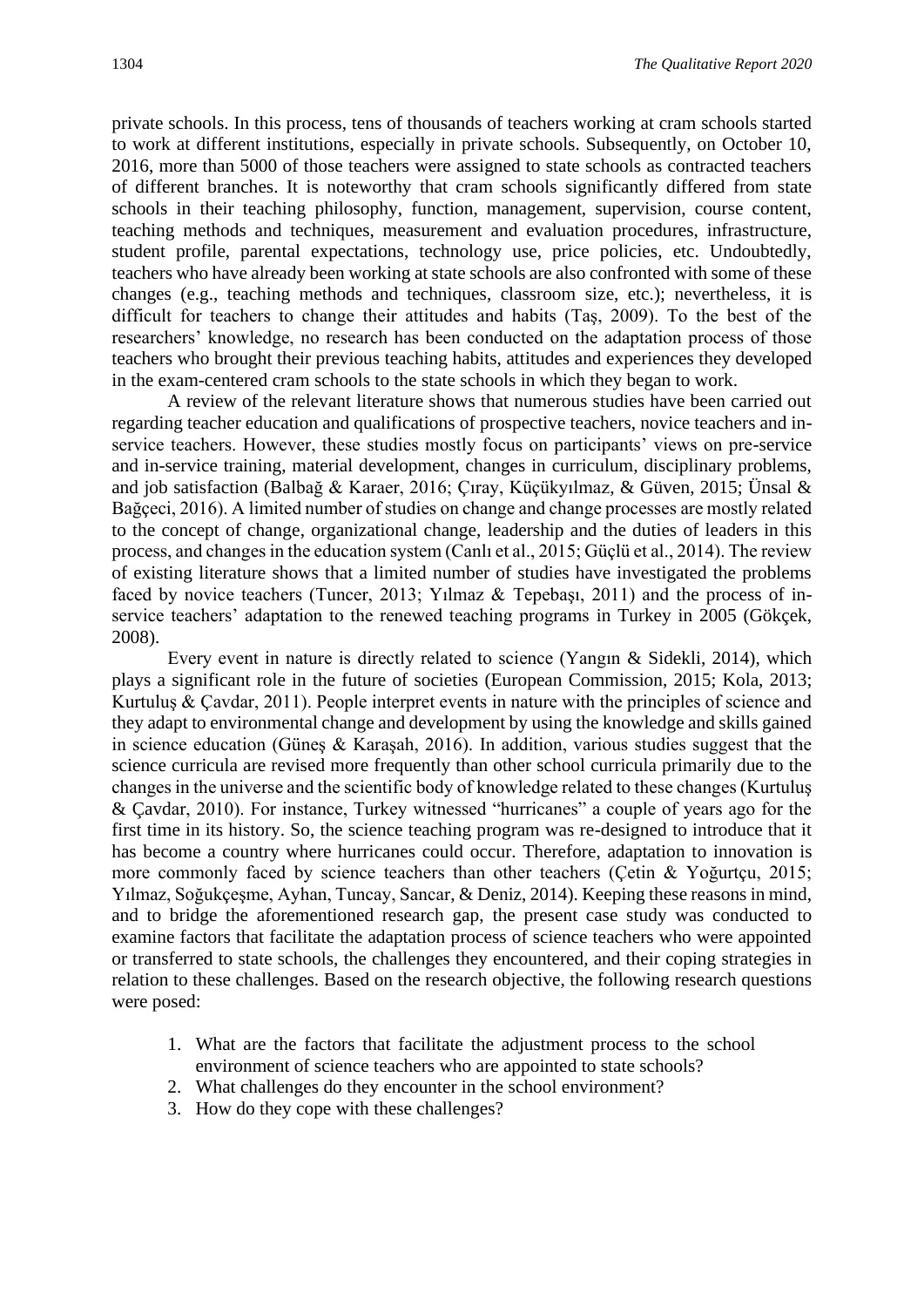private schools. In this process, tens of thousands of teachers working at cram schools started to work at different institutions, especially in private schools. Subsequently, on October 10, 2016, more than 5000 of those teachers were assigned to state schools as contracted teachers of different branches. It is noteworthy that cram schools significantly differed from state schools in their teaching philosophy, function, management, supervision, course content, teaching methods and techniques, measurement and evaluation procedures, infrastructure, student profile, parental expectations, technology use, price policies, etc. Undoubtedly, teachers who have already been working at state schools are also confronted with some of these changes (e.g., teaching methods and techniques, classroom size, etc.); nevertheless, it is difficult for teachers to change their attitudes and habits (Taş, 2009). To the best of the researchers' knowledge, no research has been conducted on the adaptation process of those teachers who brought their previous teaching habits, attitudes and experiences they developed in the exam-centered cram schools to the state schools in which they began to work.

A review of the relevant literature shows that numerous studies have been carried out regarding teacher education and qualifications of prospective teachers, novice teachers and in-service teachers. However, these studies mostly focus on participants' views on pre-service and in-service training, material development, changes in curriculum, disciplinary problems, and job satisfaction (Balbağ & Karaer, 2016; Çıray, Küçükyılmaz, & Güven, 2015; Ünsal & Bağçeci, 2016). A limited number of studies on change and change processes are mostly related to the concept of change, organizational change, leadership and the duties of leaders in this process, and changes in the education system (Canlı et al., 2015; Güçlü et al., 2014). The review of existing literature shows that a limited number of studies have investigated the problems faced by novice teachers (Tuncer, 2013; Yılmaz & Tepebaşı, 2011) and the process of in-service teachers' adaptation to the renewed teaching programs in Turkey in 2005 (Gökçek, 2008).

Every event in nature is directly related to science (Yangın & Sidekli, 2014), which plays a significant role in the future of societies (European Commission, 2015; Kola, 2013; Kurtuluş & Çavdar, 2011). People interpret events in nature with the principles of science and they adapt to environmental change and development by using the knowledge and skills gained in science education (Güneş & Karaşah, 2016). In addition, various studies suggest that the science curricula are revised more frequently than other school curricula primarily due to the changes in the universe and the scientific body of knowledge related to these changes (Kurtuluş & Çavdar, 2010). For instance, Turkey witnessed "hurricanes" a couple of years ago for the first time in its history. So, the science teaching program was re-designed to introduce that it has become a country where hurricanes could occur. Therefore, adaptation to innovation is more commonly faced by science teachers than other teachers (Çetin & Yoğurtçu, 2015; Yılmaz, Soğukçeşme, Ayhan, Tuncay, Sancar, & Deniz, 2014). Keeping these reasons in mind, and to bridge the aforementioned research gap, the present case study was conducted to examine factors that facilitate the adaptation process of science teachers who were appointed or transferred to state schools, the challenges they encountered, and their coping strategies in relation to these challenges. Based on the research objective, the following research questions were posed:

1. What are the factors that facilitate the adjustment process to the school environment of science teachers who are appointed to state schools?
2. What challenges do they encounter in the school environment?
3. How do they cope with these challenges?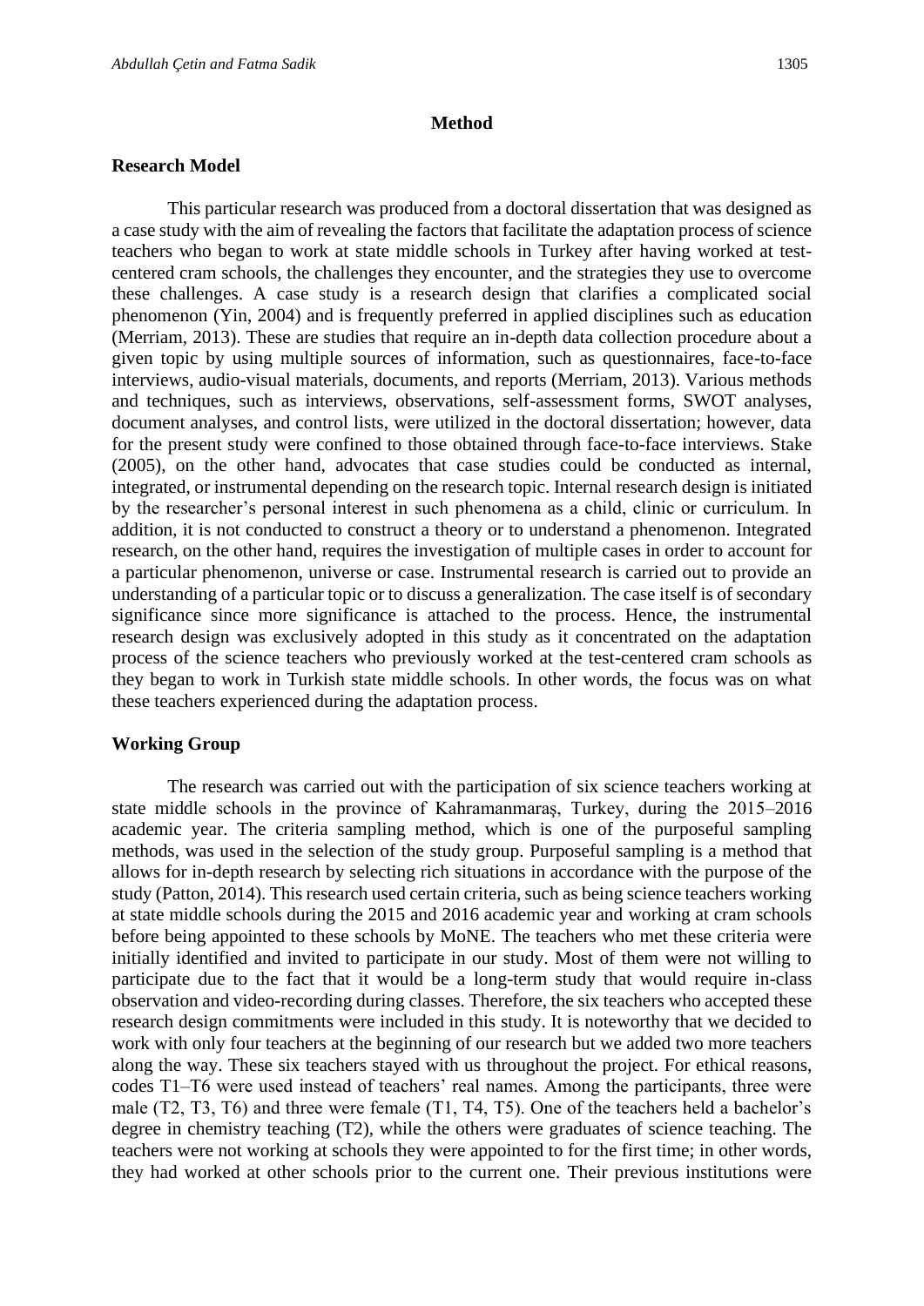## Method

### Research Model

This particular research was produced from a doctoral dissertation that was designed as a case study with the aim of revealing the factors that facilitate the adaptation process of science teachers who began to work at state middle schools in Turkey after having worked at test-centered cram schools, the challenges they encounter, and the strategies they use to overcome these challenges. A case study is a research design that clarifies a complicated social phenomenon (Yin, 2004) and is frequently preferred in applied disciplines such as education (Merriam, 2013). These are studies that require an in-depth data collection procedure about a given topic by using multiple sources of information, such as questionnaires, face-to-face interviews, audio-visual materials, documents, and reports (Merriam, 2013). Various methods and techniques, such as interviews, observations, self-assessment forms, SWOT analyses, document analyses, and control lists, were utilized in the doctoral dissertation; however, data for the present study were confined to those obtained through face-to-face interviews. Stake (2005), on the other hand, advocates that case studies could be conducted as internal, integrated, or instrumental depending on the research topic. Internal research design is initiated by the researcher's personal interest in such phenomena as a child, clinic or curriculum. In addition, it is not conducted to construct a theory or to understand a phenomenon. Integrated research, on the other hand, requires the investigation of multiple cases in order to account for a particular phenomenon, universe or case. Instrumental research is carried out to provide an understanding of a particular topic or to discuss a generalization. The case itself is of secondary significance since more significance is attached to the process. Hence, the instrumental research design was exclusively adopted in this study as it concentrated on the adaptation process of the science teachers who previously worked at the test-centered cram schools as they began to work in Turkish state middle schools. In other words, the focus was on what these teachers experienced during the adaptation process.

### Working Group

The research was carried out with the participation of six science teachers working at state middle schools in the province of Kahramanmaraş, Turkey, during the 2015–2016 academic year. The criteria sampling method, which is one of the purposeful sampling methods, was used in the selection of the study group. Purposeful sampling is a method that allows for in-depth research by selecting rich situations in accordance with the purpose of the study (Patton, 2014). This research used certain criteria, such as being science teachers working at state middle schools during the 2015 and 2016 academic year and working at cram schools before being appointed to these schools by MoNE. The teachers who met these criteria were initially identified and invited to participate in our study. Most of them were not willing to participate due to the fact that it would be a long-term study that would require in-class observation and video-recording during classes. Therefore, the six teachers who accepted these research design commitments were included in this study. It is noteworthy that we decided to work with only four teachers at the beginning of our research but we added two more teachers along the way. These six teachers stayed with us throughout the project. For ethical reasons, codes T1–T6 were used instead of teachers' real names. Among the participants, three were male (T2, T3, T6) and three were female (T1, T4, T5). One of the teachers held a bachelor's degree in chemistry teaching (T2), while the others were graduates of science teaching. The teachers were not working at schools they were appointed to for the first time; in other words, they had worked at other schools prior to the current one. Their previous institutions were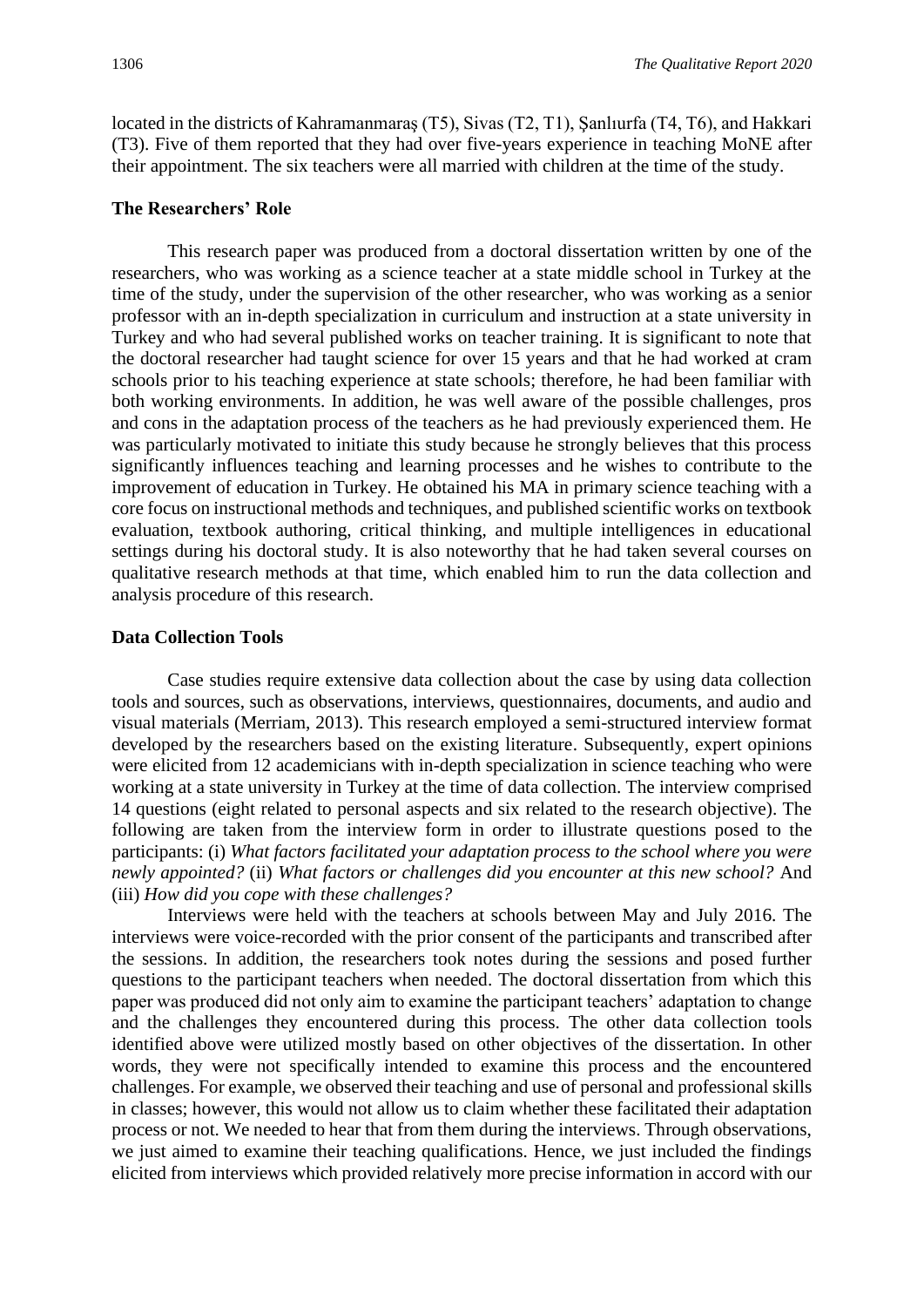located in the districts of Kahramanmaraş (T5), Sivas (T2, T1), Şanlıurfa (T4, T6), and Hakkari (T3). Five of them reported that they had over five-years experience in teaching MoNE after their appointment. The six teachers were all married with children at the time of the study.

### The Researchers' Role

This research paper was produced from a doctoral dissertation written by one of the researchers, who was working as a science teacher at a state middle school in Turkey at the time of the study, under the supervision of the other researcher, who was working as a senior professor with an in-depth specialization in curriculum and instruction at a state university in Turkey and who had several published works on teacher training. It is significant to note that the doctoral researcher had taught science for over 15 years and that he had worked at cram schools prior to his teaching experience at state schools; therefore, he had been familiar with both working environments. In addition, he was well aware of the possible challenges, pros and cons in the adaptation process of the teachers as he had previously experienced them. He was particularly motivated to initiate this study because he strongly believes that this process significantly influences teaching and learning processes and he wishes to contribute to the improvement of education in Turkey. He obtained his MA in primary science teaching with a core focus on instructional methods and techniques, and published scientific works on textbook evaluation, textbook authoring, critical thinking, and multiple intelligences in educational settings during his doctoral study. It is also noteworthy that he had taken several courses on qualitative research methods at that time, which enabled him to run the data collection and analysis procedure of this research.

### Data Collection Tools

Case studies require extensive data collection about the case by using data collection tools and sources, such as observations, interviews, questionnaires, documents, and audio and visual materials (Merriam, 2013). This research employed a semi-structured interview format developed by the researchers based on the existing literature. Subsequently, expert opinions were elicited from 12 academicians with in-depth specialization in science teaching who were working at a state university in Turkey at the time of data collection. The interview comprised 14 questions (eight related to personal aspects and six related to the research objective). The following are taken from the interview form in order to illustrate questions posed to the participants: (i) *What factors facilitated your adaptation process to the school where you were newly appointed?* (ii) *What factors or challenges did you encounter at this new school?* And (iii) *How did you cope with these challenges?*

Interviews were held with the teachers at schools between May and July 2016. The interviews were voice-recorded with the prior consent of the participants and transcribed after the sessions. In addition, the researchers took notes during the sessions and posed further questions to the participant teachers when needed. The doctoral dissertation from which this paper was produced did not only aim to examine the participant teachers' adaptation to change and the challenges they encountered during this process. The other data collection tools identified above were utilized mostly based on other objectives of the dissertation. In other words, they were not specifically intended to examine this process and the encountered challenges. For example, we observed their teaching and use of personal and professional skills in classes; however, this would not allow us to claim whether these facilitated their adaptation process or not. We needed to hear that from them during the interviews. Through observations, we just aimed to examine their teaching qualifications. Hence, we just included the findings elicited from interviews which provided relatively more precise information in accord with our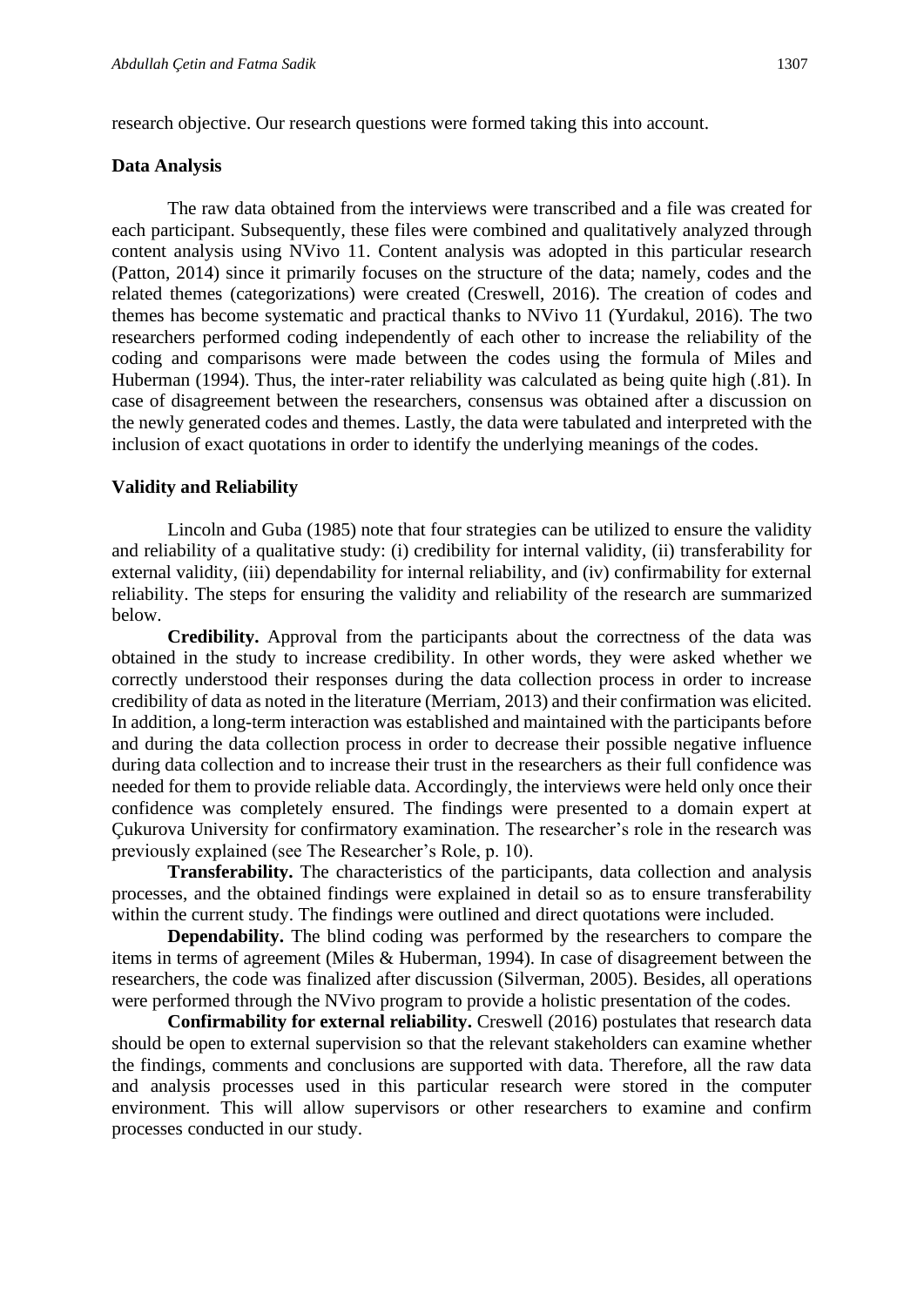research objective. Our research questions were formed taking this into account.

## Data Analysis

The raw data obtained from the interviews were transcribed and a file was created for each participant. Subsequently, these files were combined and qualitatively analyzed through content analysis using NVivo 11. Content analysis was adopted in this particular research (Patton, 2014) since it primarily focuses on the structure of the data; namely, codes and the related themes (categorizations) were created (Creswell, 2016). The creation of codes and themes has become systematic and practical thanks to NVivo 11 (Yurdakul, 2016). The two researchers performed coding independently of each other to increase the reliability of the coding and comparisons were made between the codes using the formula of Miles and Huberman (1994). Thus, the inter-rater reliability was calculated as being quite high (.81). In case of disagreement between the researchers, consensus was obtained after a discussion on the newly generated codes and themes. Lastly, the data were tabulated and interpreted with the inclusion of exact quotations in order to identify the underlying meanings of the codes.

## Validity and Reliability

Lincoln and Guba (1985) note that four strategies can be utilized to ensure the validity and reliability of a qualitative study: (i) credibility for internal validity, (ii) transferability for external validity, (iii) dependability for internal reliability, and (iv) confirmability for external reliability. The steps for ensuring the validity and reliability of the research are summarized below.

**Credibility.** Approval from the participants about the correctness of the data was obtained in the study to increase credibility. In other words, they were asked whether we correctly understood their responses during the data collection process in order to increase credibility of data as noted in the literature (Merriam, 2013) and their confirmation was elicited. In addition, a long-term interaction was established and maintained with the participants before and during the data collection process in order to decrease their possible negative influence during data collection and to increase their trust in the researchers as their full confidence was needed for them to provide reliable data. Accordingly, the interviews were held only once their confidence was completely ensured. The findings were presented to a domain expert at Çukurova University for confirmatory examination. The researcher's role in the research was previously explained (see The Researcher's Role, p. 10).

**Transferability.** The characteristics of the participants, data collection and analysis processes, and the obtained findings were explained in detail so as to ensure transferability within the current study. The findings were outlined and direct quotations were included.

**Dependability.** The blind coding was performed by the researchers to compare the items in terms of agreement (Miles & Huberman, 1994). In case of disagreement between the researchers, the code was finalized after discussion (Silverman, 2005). Besides, all operations were performed through the NVivo program to provide a holistic presentation of the codes.

**Confirmability for external reliability.** Creswell (2016) postulates that research data should be open to external supervision so that the relevant stakeholders can examine whether the findings, comments and conclusions are supported with data. Therefore, all the raw data and analysis processes used in this particular research were stored in the computer environment. This will allow supervisors or other researchers to examine and confirm processes conducted in our study.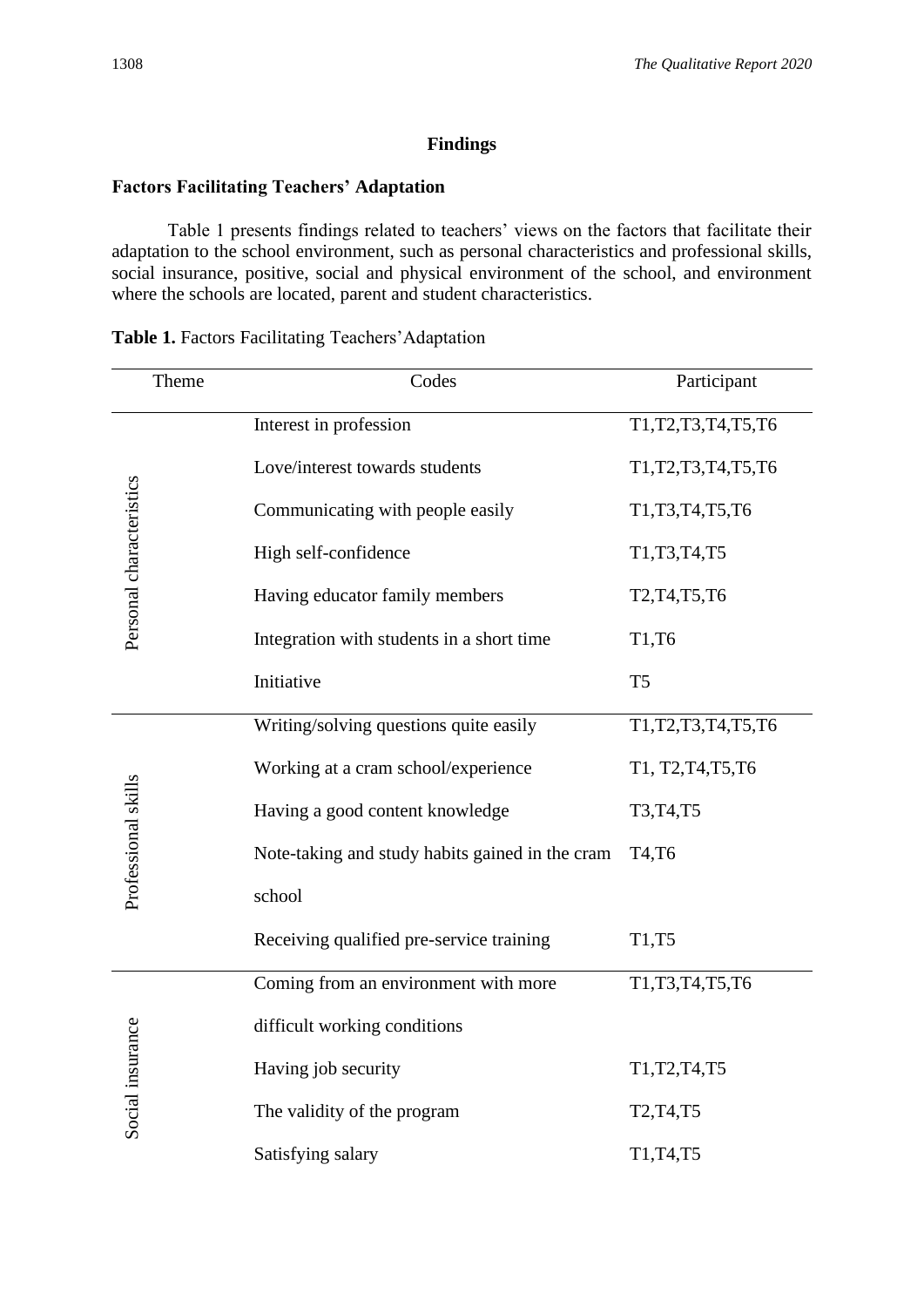## Findings

### Factors Facilitating Teachers' Adaptation

Table 1 presents findings related to teachers' views on the factors that facilitate their adaptation to the school environment, such as personal characteristics and professional skills, social insurance, positive, social and physical environment of the school, and environment where the schools are located, parent and student characteristics.

**Table 1.** Factors Facilitating Teachers'Adaptation

| Theme | Codes | Participant |
|---|---|---|
| Personal characteristics | Interest in profession | T1,T2,T3,T4,T5,T6 |
| | Love/interest towards students | T1,T2,T3,T4,T5,T6 |
| | Communicating with people easily | T1,T3,T4,T5,T6 |
| | High self-confidence | T1,T3,T4,T5 |
| | Having educator family members | T2,T4,T5,T6 |
| | Integration with students in a short time | T1,T6 |
| | Initiative | T5 |
| Professional skills | Writing/solving questions quite easily | T1,T2,T3,T4,T5,T6 |
| | Working at a cram school/experience | T1, T2,T4,T5,T6 |
| | Having a good content knowledge | T3,T4,T5 |
| | Note-taking and study habits gained in the cram school | T4,T6 |
| | Receiving qualified pre-service training | T1,T5 |
| Social insurance | Coming from an environment with more difficult working conditions | T1,T3,T4,T5,T6 |
| | Having job security | T1,T2,T4,T5 |
| | The validity of the program | T2,T4,T5 |
| | Satisfying salary | T1,T4,T5 |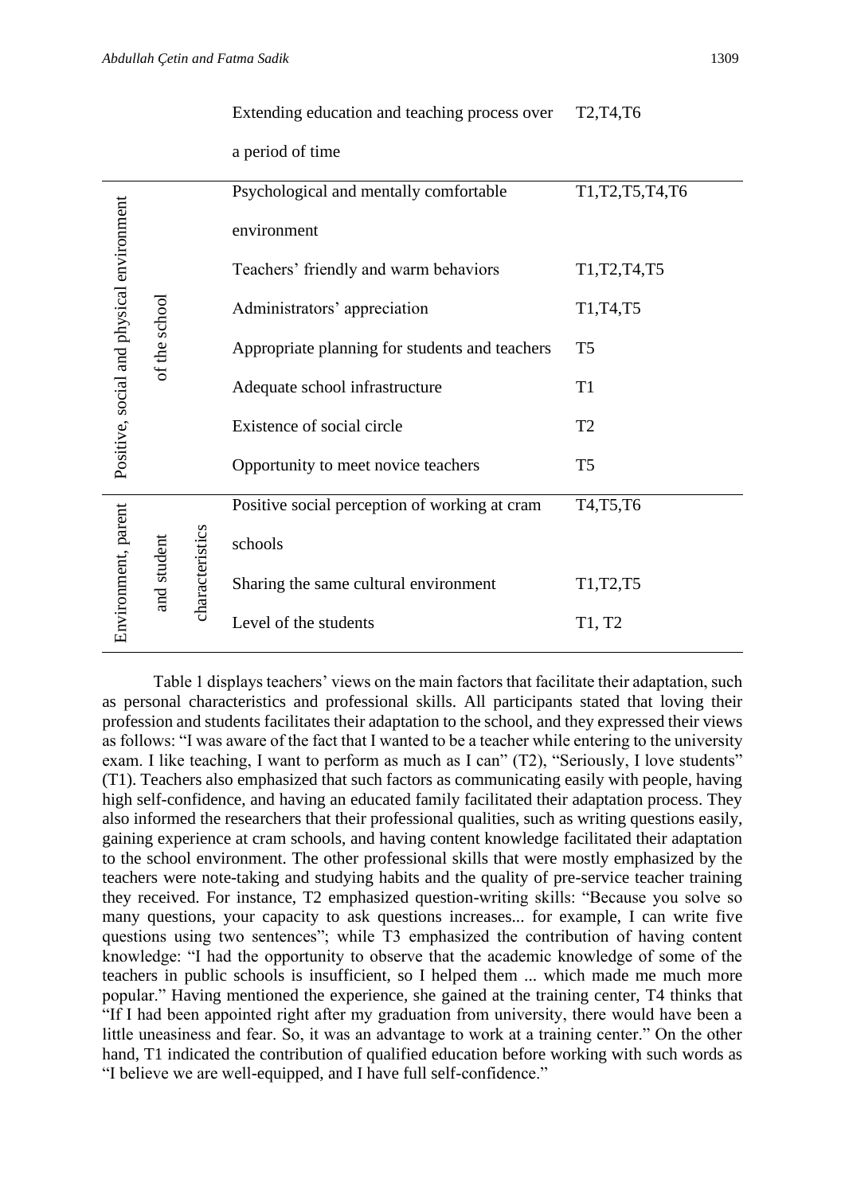| | | |
|---|---|---|
| | Extending education and teaching process over a period of time | T2,T4,T6 |
| Positive, social and physical environment of the school | Psychological and mentally comfortable environment | T1,T2,T5,T4,T6 |
| | Teachers' friendly and warm behaviors | T1,T2,T4,T5 |
| | Administrators' appreciation | T1,T4,T5 |
| | Appropriate planning for students and teachers | T5 |
| | Adequate school infrastructure | T1 |
| | Existence of social circle | T2 |
| | Opportunity to meet novice teachers | T5 |
| Environment, parent and student characteristics | Positive social perception of working at cram schools | T4,T5,T6 |
| | Sharing the same cultural environment | T1,T2,T5 |
| | Level of the students | T1, T2 |

Table 1 displays teachers' views on the main factors that facilitate their adaptation, such as personal characteristics and professional skills. All participants stated that loving their profession and students facilitates their adaptation to the school, and they expressed their views as follows: "I was aware of the fact that I wanted to be a teacher while entering to the university exam. I like teaching, I want to perform as much as I can" (T2), "Seriously, I love students" (T1). Teachers also emphasized that such factors as communicating easily with people, having high self-confidence, and having an educated family facilitated their adaptation process. They also informed the researchers that their professional qualities, such as writing questions easily, gaining experience at cram schools, and having content knowledge facilitated their adaptation to the school environment. The other professional skills that were mostly emphasized by the teachers were note-taking and studying habits and the quality of pre-service teacher training they received. For instance, T2 emphasized question-writing skills: "Because you solve so many questions, your capacity to ask questions increases... for example, I can write five questions using two sentences"; while T3 emphasized the contribution of having content knowledge: "I had the opportunity to observe that the academic knowledge of some of the teachers in public schools is insufficient, so I helped them ... which made me much more popular." Having mentioned the experience, she gained at the training center, T4 thinks that "If I had been appointed right after my graduation from university, there would have been a little uneasiness and fear. So, it was an advantage to work at a training center." On the other hand, T1 indicated the contribution of qualified education before working with such words as "I believe we are well-equipped, and I have full self-confidence."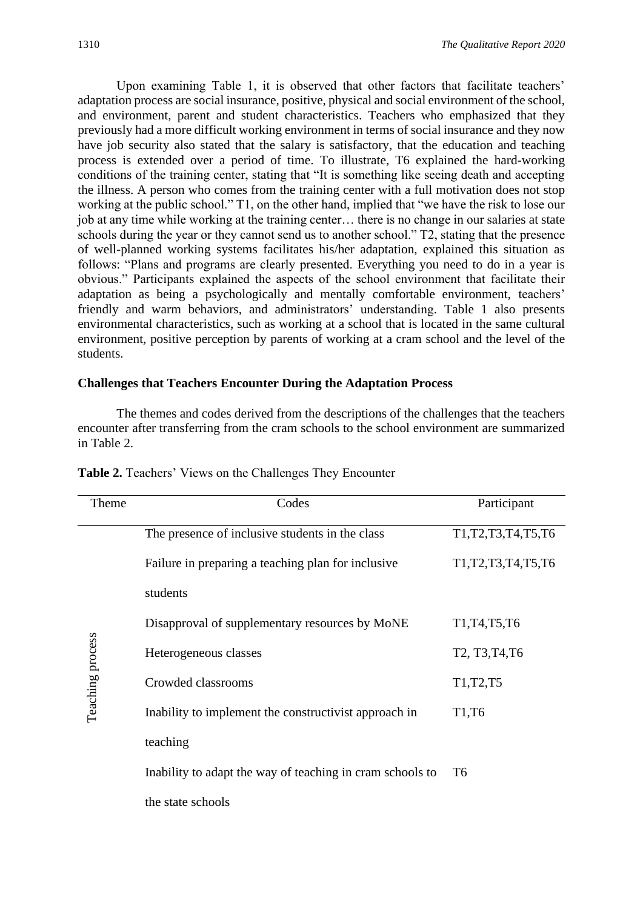Upon examining Table 1, it is observed that other factors that facilitate teachers' adaptation process are social insurance, positive, physical and social environment of the school, and environment, parent and student characteristics. Teachers who emphasized that they previously had a more difficult working environment in terms of social insurance and they now have job security also stated that the salary is satisfactory, that the education and teaching process is extended over a period of time. To illustrate, T6 explained the hard-working conditions of the training center, stating that "It is something like seeing death and accepting the illness. A person who comes from the training center with a full motivation does not stop working at the public school." T1, on the other hand, implied that "we have the risk to lose our job at any time while working at the training center… there is no change in our salaries at state schools during the year or they cannot send us to another school." T2, stating that the presence of well-planned working systems facilitates his/her adaptation, explained this situation as follows: "Plans and programs are clearly presented. Everything you need to do in a year is obvious." Participants explained the aspects of the school environment that facilitate their adaptation as being a psychologically and mentally comfortable environment, teachers' friendly and warm behaviors, and administrators' understanding. Table 1 also presents environmental characteristics, such as working at a school that is located in the same cultural environment, positive perception by parents of working at a cram school and the level of the students.

### Challenges that Teachers Encounter During the Adaptation Process

The themes and codes derived from the descriptions of the challenges that the teachers encounter after transferring from the cram schools to the school environment are summarized in Table 2.

**Table 2.** Teachers' Views on the Challenges They Encounter

| Theme | Codes | Participant |
|---|---|---|
| Teaching process | The presence of inclusive students in the class | T1,T2,T3,T4,T5,T6 |
| | Failure in preparing a teaching plan for inclusive students | T1,T2,T3,T4,T5,T6 |
| | Disapproval of supplementary resources by MoNE | T1,T4,T5,T6 |
| | Heterogeneous classes | T2, T3,T4,T6 |
| | Crowded classrooms | T1,T2,T5 |
| | Inability to implement the constructivist approach in teaching | T1,T6 |
| | Inability to adapt the way of teaching in cram schools to the state schools | T6 |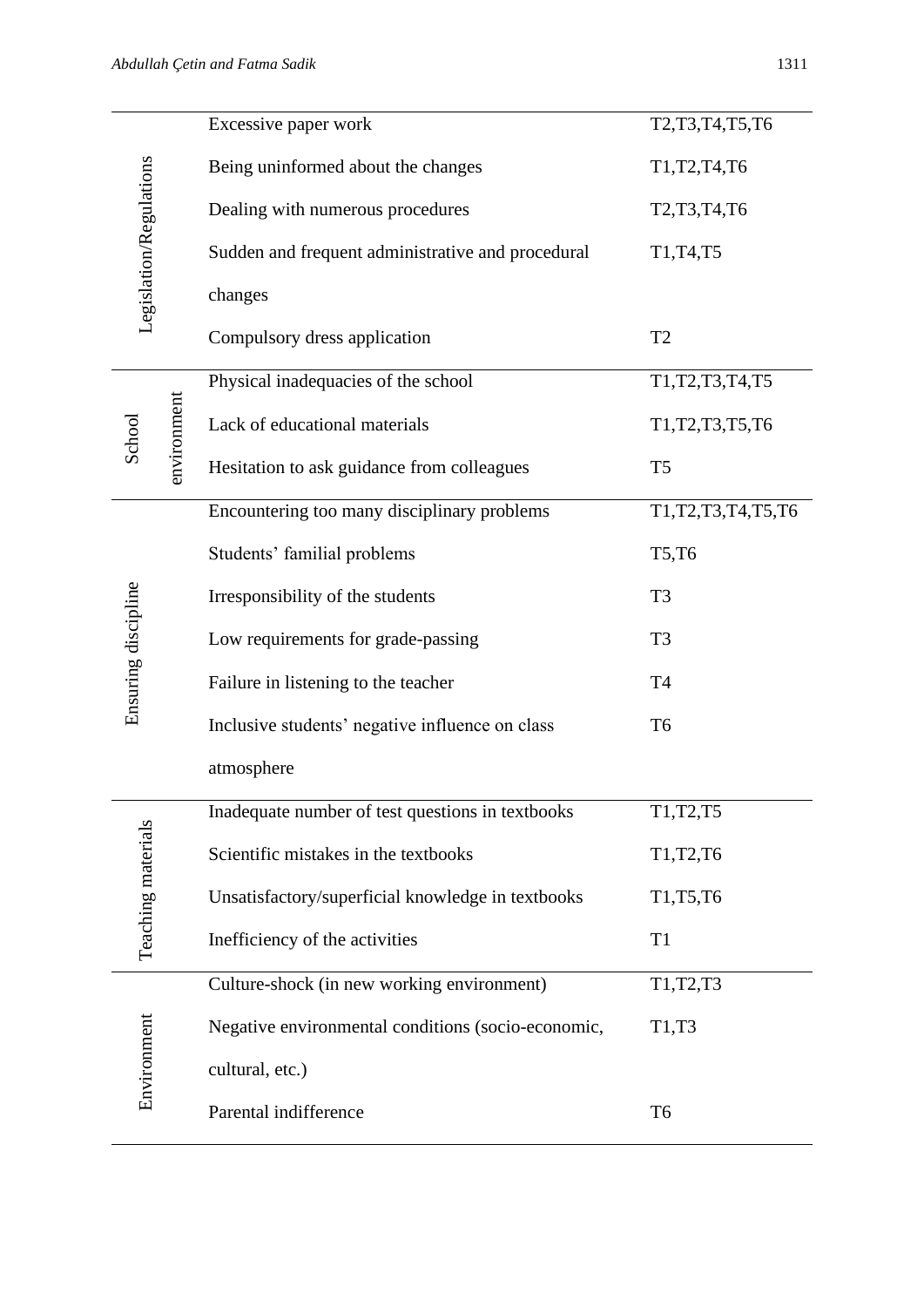| | | |
|---|---|---|
| Legislation/Regulations | Excessive paper work | T2,T3,T4,T5,T6 |
| | Being uninformed about the changes | T1,T2,T4,T6 |
| | Dealing with numerous procedures | T2,T3,T4,T6 |
| | Sudden and frequent administrative and procedural changes | T1,T4,T5 |
| | Compulsory dress application | T2 |
| School environment | Physical inadequacies of the school | T1,T2,T3,T4,T5 |
| | Lack of educational materials | T1,T2,T3,T5,T6 |
| | Hesitation to ask guidance from colleagues | T5 |
| Ensuring discipline | Encountering too many disciplinary problems | T1,T2,T3,T4,T5,T6 |
| | Students' familial problems | T5,T6 |
| | Irresponsibility of the students | T3 |
| | Low requirements for grade-passing | T3 |
| | Failure in listening to the teacher | T4 |
| | Inclusive students' negative influence on class atmosphere | T6 |
| Teaching materials | Inadequate number of test questions in textbooks | T1,T2,T5 |
| | Scientific mistakes in the textbooks | T1,T2,T6 |
| | Unsatisfactory/superficial knowledge in textbooks | T1,T5,T6 |
| | Inefficiency of the activities | T1 |
| Environment | Culture-shock (in new working environment) | T1,T2,T3 |
| | Negative environmental conditions (socio-economic, cultural, etc.) | T1,T3 |
| | Parental indifference | T6 |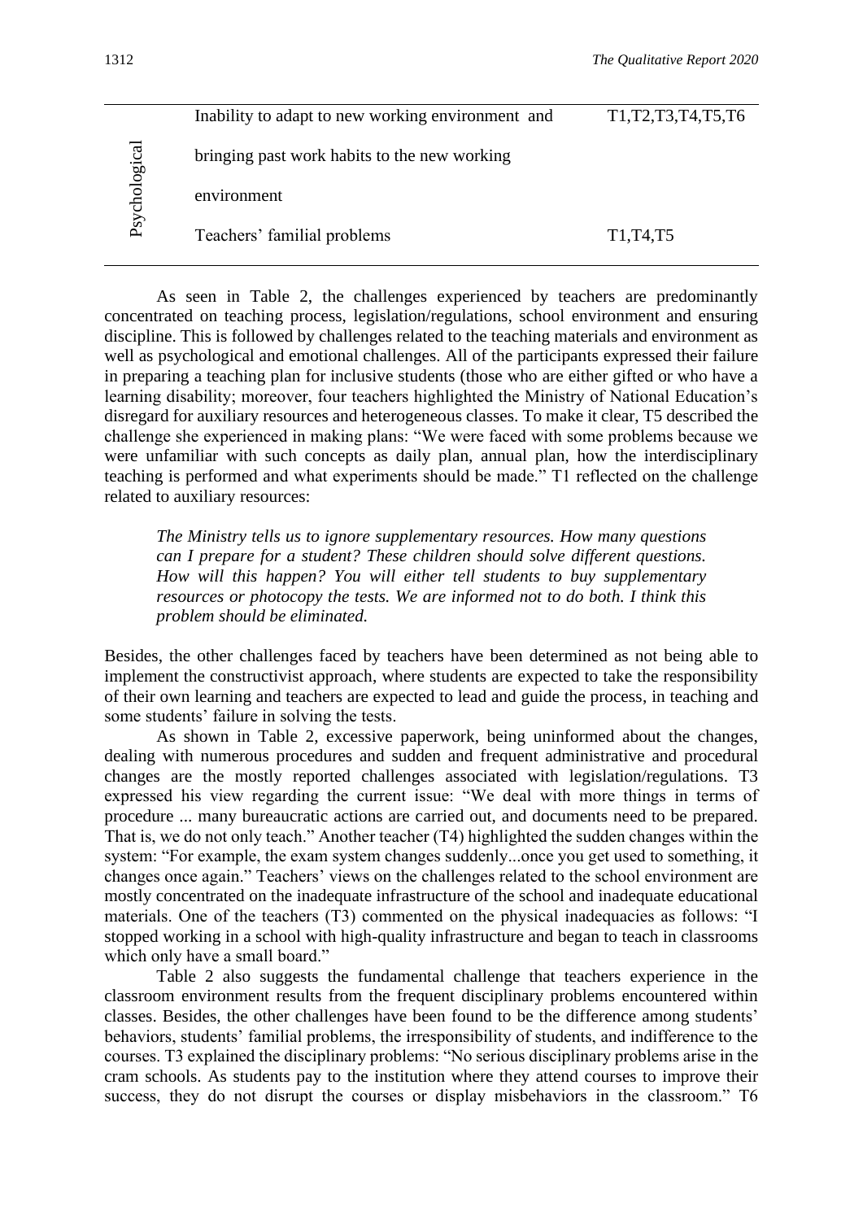| | | |
|---|---|---|
| Psychological | Inability to adapt to new working environment and bringing past work habits to the new working environment | T1,T2,T3,T4,T5,T6 |
| | Teachers' familial problems | T1,T4,T5 |

As seen in Table 2, the challenges experienced by teachers are predominantly concentrated on teaching process, legislation/regulations, school environment and ensuring discipline. This is followed by challenges related to the teaching materials and environment as well as psychological and emotional challenges. All of the participants expressed their failure in preparing a teaching plan for inclusive students (those who are either gifted or who have a learning disability; moreover, four teachers highlighted the Ministry of National Education's disregard for auxiliary resources and heterogeneous classes. To make it clear, T5 described the challenge she experienced in making plans: "We were faced with some problems because we were unfamiliar with such concepts as daily plan, annual plan, how the interdisciplinary teaching is performed and what experiments should be made." T1 reflected on the challenge related to auxiliary resources:

> *The Ministry tells us to ignore supplementary resources. How many questions can I prepare for a student? These children should solve different questions. How will this happen? You will either tell students to buy supplementary resources or photocopy the tests. We are informed not to do both. I think this problem should be eliminated.*

Besides, the other challenges faced by teachers have been determined as not being able to implement the constructivist approach, where students are expected to take the responsibility of their own learning and teachers are expected to lead and guide the process, in teaching and some students' failure in solving the tests.

As shown in Table 2, excessive paperwork, being uninformed about the changes, dealing with numerous procedures and sudden and frequent administrative and procedural changes are the mostly reported challenges associated with legislation/regulations. T3 expressed his view regarding the current issue: "We deal with more things in terms of procedure ... many bureaucratic actions are carried out, and documents need to be prepared. That is, we do not only teach." Another teacher (T4) highlighted the sudden changes within the system: "For example, the exam system changes suddenly...once you get used to something, it changes once again." Teachers' views on the challenges related to the school environment are mostly concentrated on the inadequate infrastructure of the school and inadequate educational materials. One of the teachers (T3) commented on the physical inadequacies as follows: "I stopped working in a school with high-quality infrastructure and began to teach in classrooms which only have a small board."

Table 2 also suggests the fundamental challenge that teachers experience in the classroom environment results from the frequent disciplinary problems encountered within classes. Besides, the other challenges have been found to be the difference among students' behaviors, students' familial problems, the irresponsibility of students, and indifference to the courses. T3 explained the disciplinary problems: "No serious disciplinary problems arise in the cram schools. As students pay to the institution where they attend courses to improve their success, they do not disrupt the courses or display misbehaviors in the classroom." T6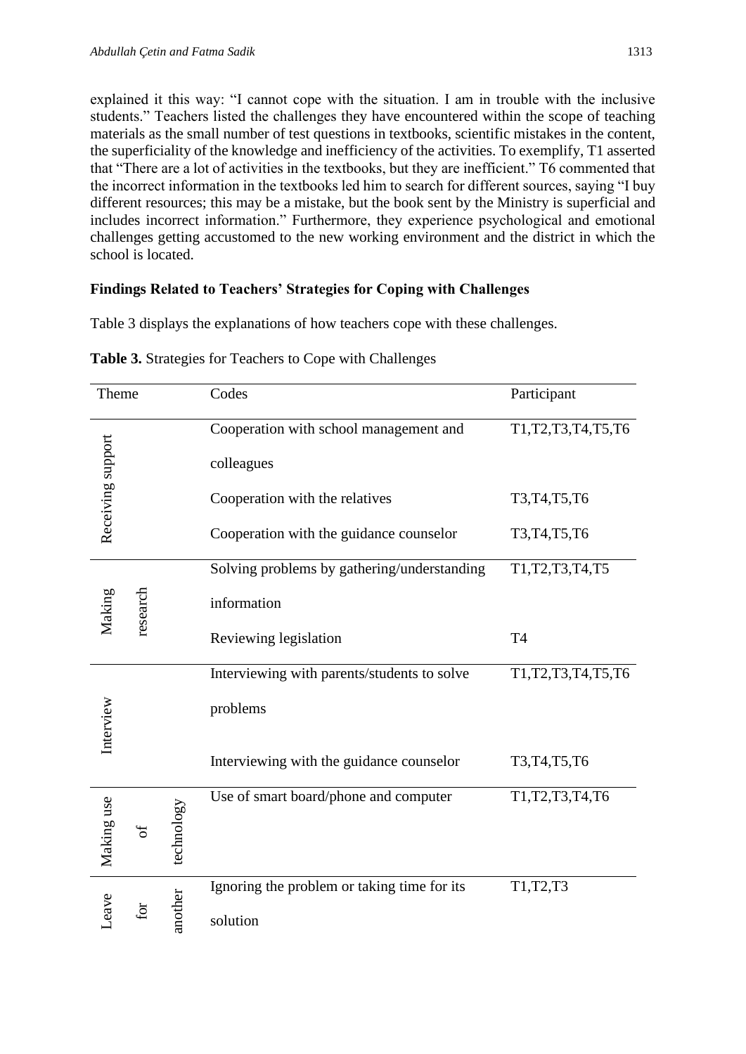explained it this way: "I cannot cope with the situation. I am in trouble with the inclusive students." Teachers listed the challenges they have encountered within the scope of teaching materials as the small number of test questions in textbooks, scientific mistakes in the content, the superficiality of the knowledge and inefficiency of the activities. To exemplify, T1 asserted that "There are a lot of activities in the textbooks, but they are inefficient." T6 commented that the incorrect information in the textbooks led him to search for different sources, saying "I buy different resources; this may be a mistake, but the book sent by the Ministry is superficial and includes incorrect information." Furthermore, they experience psychological and emotional challenges getting accustomed to the new working environment and the district in which the school is located.

### Findings Related to Teachers' Strategies for Coping with Challenges

Table 3 displays the explanations of how teachers cope with these challenges.

**Table 3.** Strategies for Teachers to Cope with Challenges

| Theme | Codes | Participant |
|---|---|---|
| Receiving support | Cooperation with school management and colleagues | T1,T2,T3,T4,T5,T6 |
| | Cooperation with the relatives | T3,T4,T5,T6 |
| | Cooperation with the guidance counselor | T3,T4,T5,T6 |
| Making research | Solving problems by gathering/understanding information | T1,T2,T3,T4,T5 |
| | Reviewing legislation | T4 |
| Interview | Interviewing with parents/students to solve problems | T1,T2,T3,T4,T5,T6 |
| | Interviewing with the guidance counselor | T3,T4,T5,T6 |
| Making use of technology | Use of smart board/phone and computer | T1,T2,T3,T4,T6 |
| Leave for another | Ignoring the problem or taking time for its solution | T1,T2,T3 |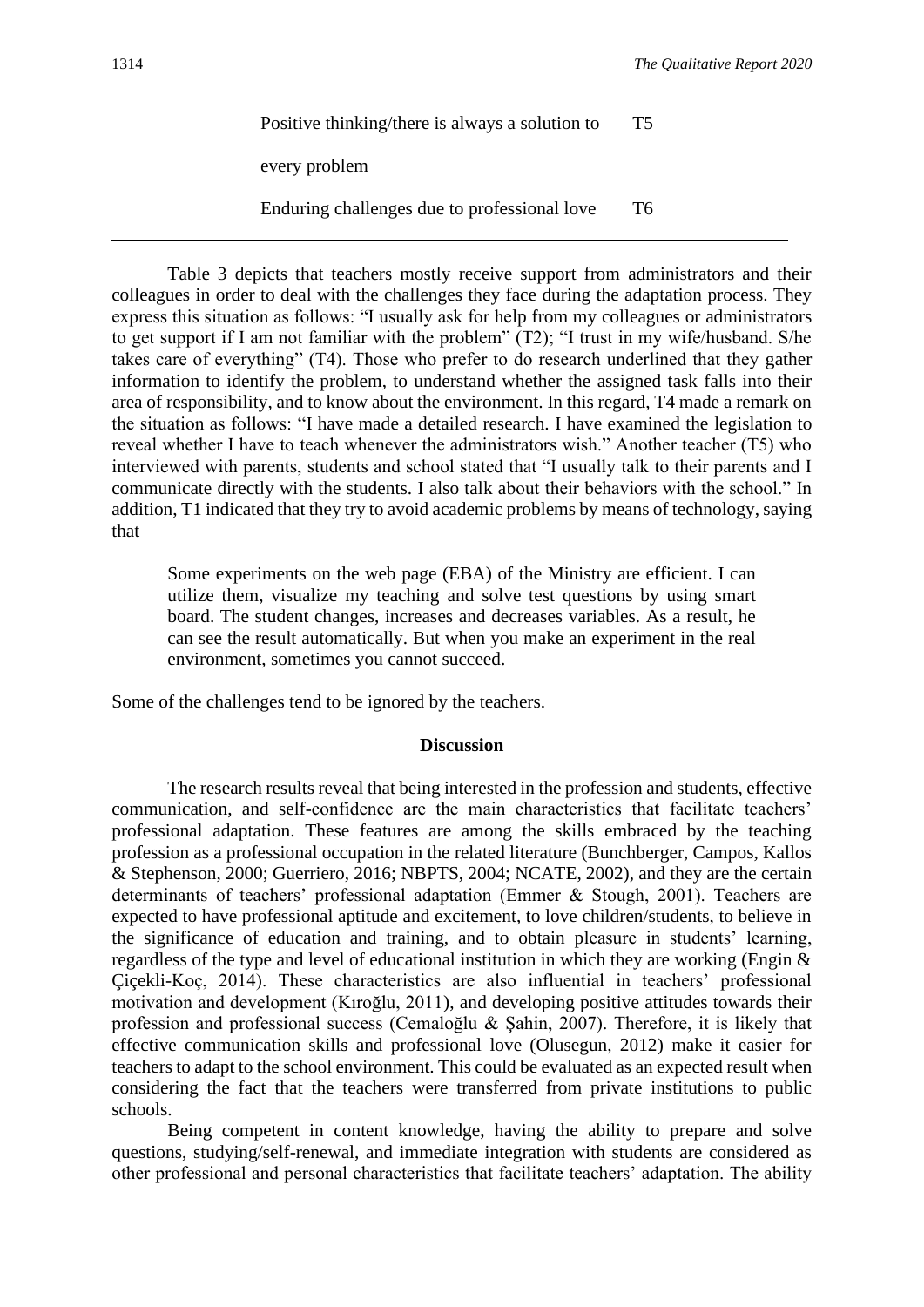| | |
|---|---|
| Positive thinking/there is always a solution to every problem | T5 |
| Enduring challenges due to professional love | T6 |

Table 3 depicts that teachers mostly receive support from administrators and their colleagues in order to deal with the challenges they face during the adaptation process. They express this situation as follows: "I usually ask for help from my colleagues or administrators to get support if I am not familiar with the problem" (T2); "I trust in my wife/husband. S/he takes care of everything" (T4). Those who prefer to do research underlined that they gather information to identify the problem, to understand whether the assigned task falls into their area of responsibility, and to know about the environment. In this regard, T4 made a remark on the situation as follows: "I have made a detailed research. I have examined the legislation to reveal whether I have to teach whenever the administrators wish." Another teacher (T5) who interviewed with parents, students and school stated that "I usually talk to their parents and I communicate directly with the students. I also talk about their behaviors with the school." In addition, T1 indicated that they try to avoid academic problems by means of technology, saying that

> Some experiments on the web page (EBA) of the Ministry are efficient. I can utilize them, visualize my teaching and solve test questions by using smart board. The student changes, increases and decreases variables. As a result, he can see the result automatically. But when you make an experiment in the real environment, sometimes you cannot succeed.

Some of the challenges tend to be ignored by the teachers.

## Discussion

The research results reveal that being interested in the profession and students, effective communication, and self-confidence are the main characteristics that facilitate teachers' professional adaptation. These features are among the skills embraced by the teaching profession as a professional occupation in the related literature (Bunchberger, Campos, Kallos & Stephenson, 2000; Guerriero, 2016; NBPTS, 2004; NCATE, 2002), and they are the certain determinants of teachers' professional adaptation (Emmer & Stough, 2001). Teachers are expected to have professional aptitude and excitement, to love children/students, to believe in the significance of education and training, and to obtain pleasure in students' learning, regardless of the type and level of educational institution in which they are working (Engin & Çiçekli-Koç, 2014). These characteristics are also influential in teachers' professional motivation and development (Kıroğlu, 2011), and developing positive attitudes towards their profession and professional success (Cemaloğlu & Şahin, 2007). Therefore, it is likely that effective communication skills and professional love (Olusegun, 2012) make it easier for teachers to adapt to the school environment. This could be evaluated as an expected result when considering the fact that the teachers were transferred from private institutions to public schools.

Being competent in content knowledge, having the ability to prepare and solve questions, studying/self-renewal, and immediate integration with students are considered as other professional and personal characteristics that facilitate teachers' adaptation. The ability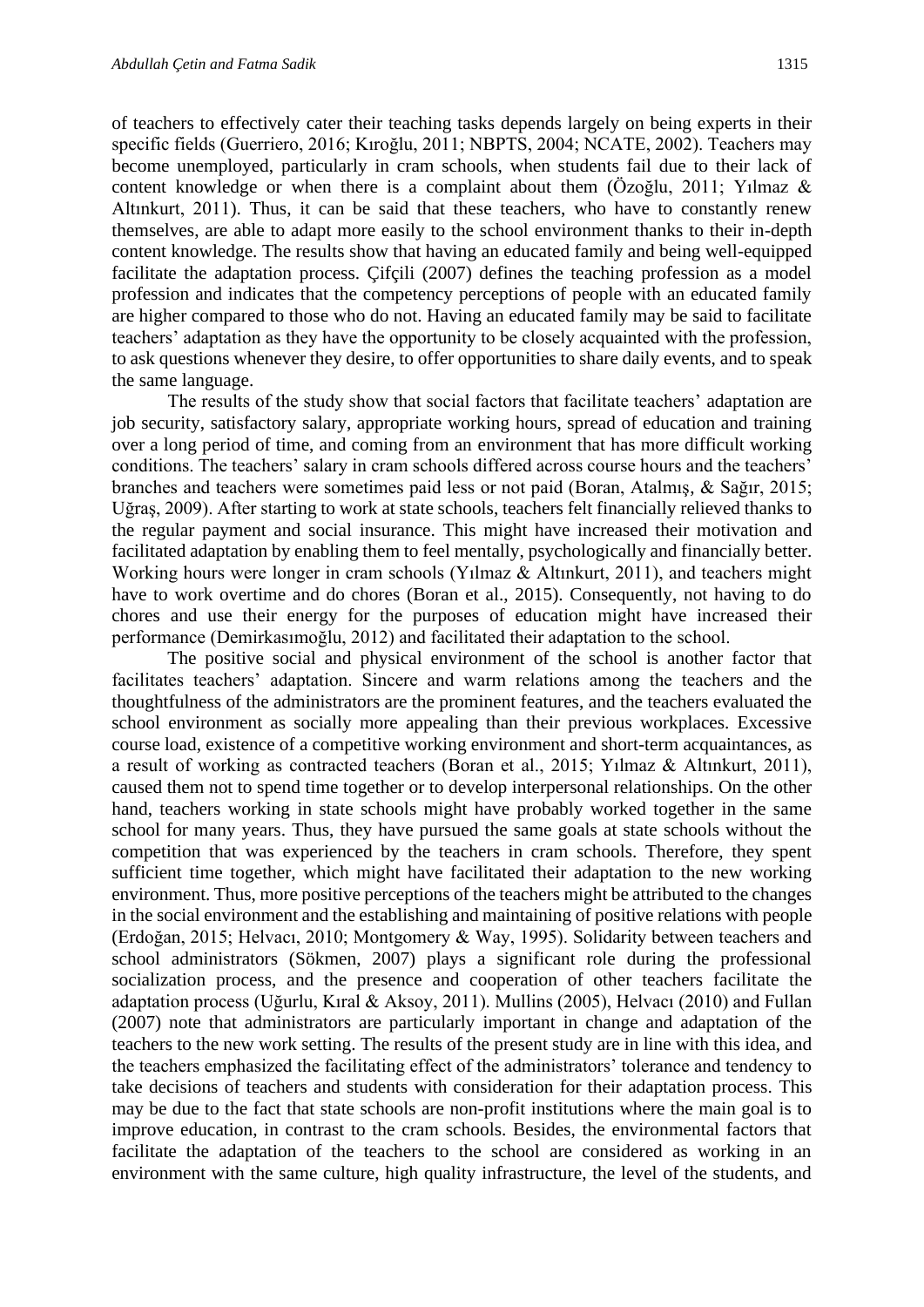of teachers to effectively cater their teaching tasks depends largely on being experts in their specific fields (Guerriero, 2016; Kıroğlu, 2011; NBPTS, 2004; NCATE, 2002). Teachers may become unemployed, particularly in cram schools, when students fail due to their lack of content knowledge or when there is a complaint about them (Özoğlu, 2011; Yılmaz & Altınkurt, 2011). Thus, it can be said that these teachers, who have to constantly renew themselves, are able to adapt more easily to the school environment thanks to their in-depth content knowledge. The results show that having an educated family and being well-equipped facilitate the adaptation process. Çifçili (2007) defines the teaching profession as a model profession and indicates that the competency perceptions of people with an educated family are higher compared to those who do not. Having an educated family may be said to facilitate teachers' adaptation as they have the opportunity to be closely acquainted with the profession, to ask questions whenever they desire, to offer opportunities to share daily events, and to speak the same language.

The results of the study show that social factors that facilitate teachers' adaptation are job security, satisfactory salary, appropriate working hours, spread of education and training over a long period of time, and coming from an environment that has more difficult working conditions. The teachers' salary in cram schools differed across course hours and the teachers' branches and teachers were sometimes paid less or not paid (Boran, Atalmış, & Sağır, 2015; Uğraş, 2009). After starting to work at state schools, teachers felt financially relieved thanks to the regular payment and social insurance. This might have increased their motivation and facilitated adaptation by enabling them to feel mentally, psychologically and financially better. Working hours were longer in cram schools (Yılmaz & Altınkurt, 2011), and teachers might have to work overtime and do chores (Boran et al., 2015). Consequently, not having to do chores and use their energy for the purposes of education might have increased their performance (Demirkasımoğlu, 2012) and facilitated their adaptation to the school.

The positive social and physical environment of the school is another factor that facilitates teachers' adaptation. Sincere and warm relations among the teachers and the thoughtfulness of the administrators are the prominent features, and the teachers evaluated the school environment as socially more appealing than their previous workplaces. Excessive course load, existence of a competitive working environment and short-term acquaintances, as a result of working as contracted teachers (Boran et al., 2015; Yılmaz & Altınkurt, 2011), caused them not to spend time together or to develop interpersonal relationships. On the other hand, teachers working in state schools might have probably worked together in the same school for many years. Thus, they have pursued the same goals at state schools without the competition that was experienced by the teachers in cram schools. Therefore, they spent sufficient time together, which might have facilitated their adaptation to the new working environment. Thus, more positive perceptions of the teachers might be attributed to the changes in the social environment and the establishing and maintaining of positive relations with people (Erdoğan, 2015; Helvacı, 2010; Montgomery & Way, 1995). Solidarity between teachers and school administrators (Sökmen, 2007) plays a significant role during the professional socialization process, and the presence and cooperation of other teachers facilitate the adaptation process (Uğurlu, Kıral & Aksoy, 2011). Mullins (2005), Helvacı (2010) and Fullan (2007) note that administrators are particularly important in change and adaptation of the teachers to the new work setting. The results of the present study are in line with this idea, and the teachers emphasized the facilitating effect of the administrators' tolerance and tendency to take decisions of teachers and students with consideration for their adaptation process. This may be due to the fact that state schools are non-profit institutions where the main goal is to improve education, in contrast to the cram schools. Besides, the environmental factors that facilitate the adaptation of the teachers to the school are considered as working in an environment with the same culture, high quality infrastructure, the level of the students, and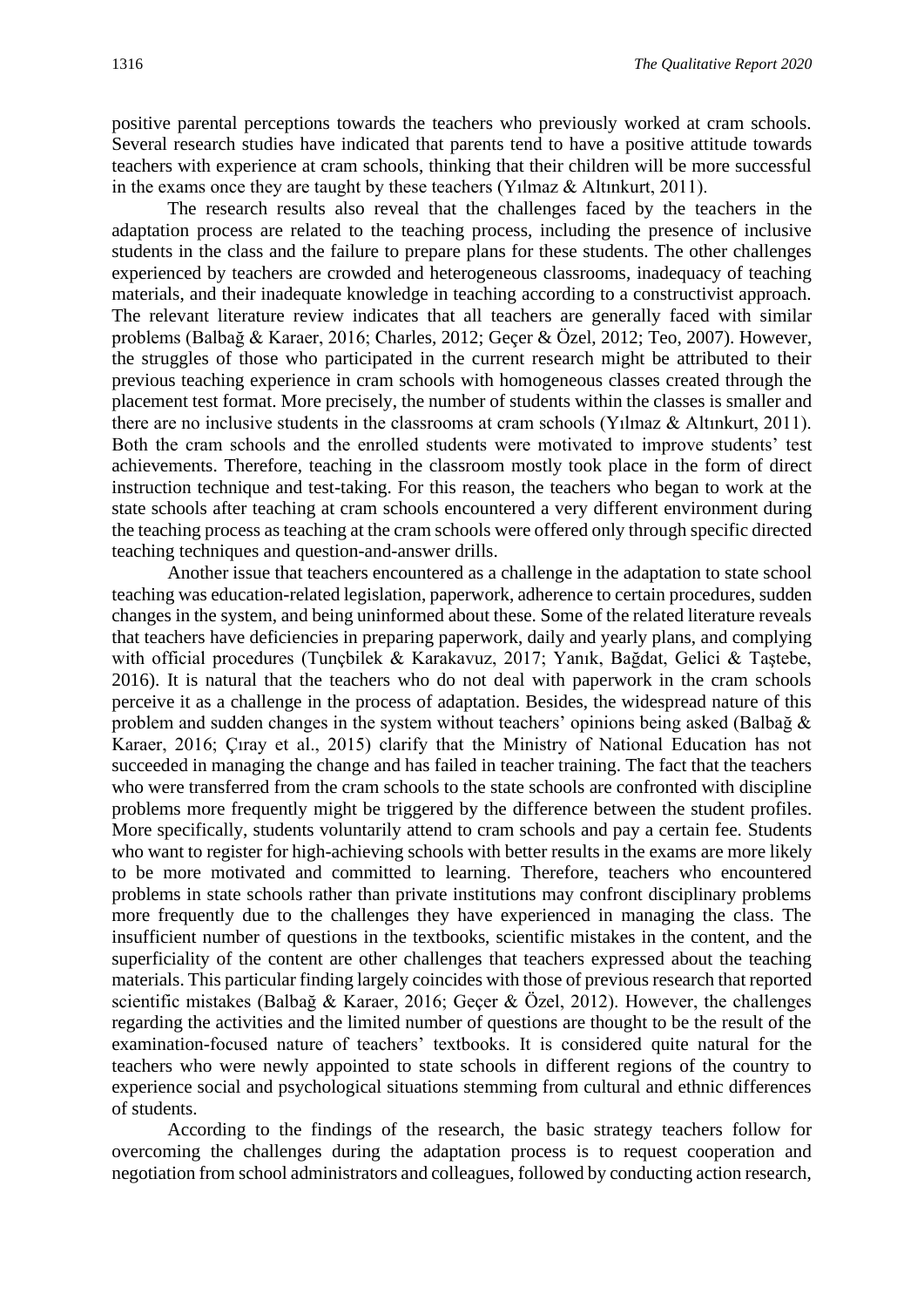positive parental perceptions towards the teachers who previously worked at cram schools. Several research studies have indicated that parents tend to have a positive attitude towards teachers with experience at cram schools, thinking that their children will be more successful in the exams once they are taught by these teachers (Yılmaz & Altınkurt, 2011).

The research results also reveal that the challenges faced by the teachers in the adaptation process are related to the teaching process, including the presence of inclusive students in the class and the failure to prepare plans for these students. The other challenges experienced by teachers are crowded and heterogeneous classrooms, inadequacy of teaching materials, and their inadequate knowledge in teaching according to a constructivist approach. The relevant literature review indicates that all teachers are generally faced with similar problems (Balbağ & Karaer, 2016; Charles, 2012; Geçer & Özel, 2012; Teo, 2007). However, the struggles of those who participated in the current research might be attributed to their previous teaching experience in cram schools with homogeneous classes created through the placement test format. More precisely, the number of students within the classes is smaller and there are no inclusive students in the classrooms at cram schools (Yılmaz & Altınkurt, 2011). Both the cram schools and the enrolled students were motivated to improve students' test achievements. Therefore, teaching in the classroom mostly took place in the form of direct instruction technique and test-taking. For this reason, the teachers who began to work at the state schools after teaching at cram schools encountered a very different environment during the teaching process as teaching at the cram schools were offered only through specific directed teaching techniques and question-and-answer drills.

Another issue that teachers encountered as a challenge in the adaptation to state school teaching was education-related legislation, paperwork, adherence to certain procedures, sudden changes in the system, and being uninformed about these. Some of the related literature reveals that teachers have deficiencies in preparing paperwork, daily and yearly plans, and complying with official procedures (Tunçbilek & Karakavuz, 2017; Yanık, Bağdat, Gelici & Taştebe, 2016). It is natural that the teachers who do not deal with paperwork in the cram schools perceive it as a challenge in the process of adaptation. Besides, the widespread nature of this problem and sudden changes in the system without teachers' opinions being asked (Balbağ & Karaer, 2016; Çıray et al., 2015) clarify that the Ministry of National Education has not succeeded in managing the change and has failed in teacher training. The fact that the teachers who were transferred from the cram schools to the state schools are confronted with discipline problems more frequently might be triggered by the difference between the student profiles. More specifically, students voluntarily attend to cram schools and pay a certain fee. Students who want to register for high-achieving schools with better results in the exams are more likely to be more motivated and committed to learning. Therefore, teachers who encountered problems in state schools rather than private institutions may confront disciplinary problems more frequently due to the challenges they have experienced in managing the class. The insufficient number of questions in the textbooks, scientific mistakes in the content, and the superficiality of the content are other challenges that teachers expressed about the teaching materials. This particular finding largely coincides with those of previous research that reported scientific mistakes (Balbağ & Karaer, 2016; Geçer & Özel, 2012). However, the challenges regarding the activities and the limited number of questions are thought to be the result of the examination-focused nature of teachers' textbooks. It is considered quite natural for the teachers who were newly appointed to state schools in different regions of the country to experience social and psychological situations stemming from cultural and ethnic differences of students.

According to the findings of the research, the basic strategy teachers follow for overcoming the challenges during the adaptation process is to request cooperation and negotiation from school administrators and colleagues, followed by conducting action research,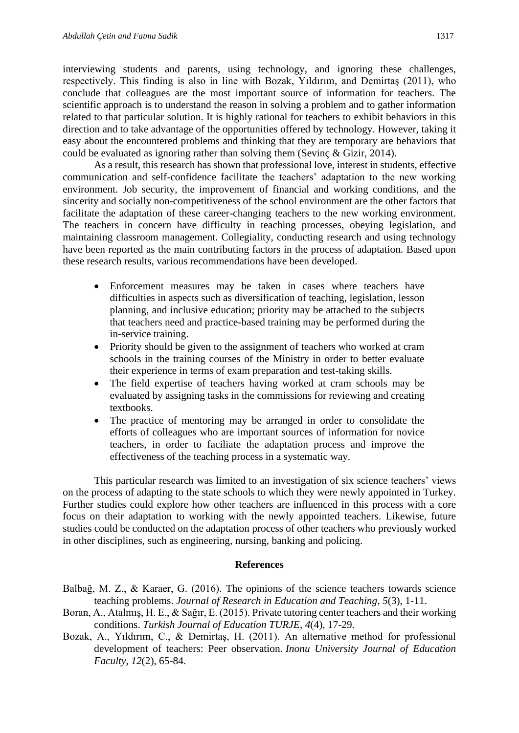interviewing students and parents, using technology, and ignoring these challenges, respectively. This finding is also in line with Bozak, Yıldırım, and Demirtaş (2011), who conclude that colleagues are the most important source of information for teachers. The scientific approach is to understand the reason in solving a problem and to gather information related to that particular solution. It is highly rational for teachers to exhibit behaviors in this direction and to take advantage of the opportunities offered by technology. However, taking it easy about the encountered problems and thinking that they are temporary are behaviors that could be evaluated as ignoring rather than solving them (Sevinç & Gizir, 2014).

As a result, this research has shown that professional love, interest in students, effective communication and self-confidence facilitate the teachers' adaptation to the new working environment. Job security, the improvement of financial and working conditions, and the sincerity and socially non-competitiveness of the school environment are the other factors that facilitate the adaptation of these career-changing teachers to the new working environment. The teachers in concern have difficulty in teaching processes, obeying legislation, and maintaining classroom management. Collegiality, conducting research and using technology have been reported as the main contributing factors in the process of adaptation. Based upon these research results, various recommendations have been developed.

- Enforcement measures may be taken in cases where teachers have difficulties in aspects such as diversification of teaching, legislation, lesson planning, and inclusive education; priority may be attached to the subjects that teachers need and practice-based training may be performed during the in-service training.
- Priority should be given to the assignment of teachers who worked at cram schools in the training courses of the Ministry in order to better evaluate their experience in terms of exam preparation and test-taking skills.
- The field expertise of teachers having worked at cram schools may be evaluated by assigning tasks in the commissions for reviewing and creating textbooks.
- The practice of mentoring may be arranged in order to consolidate the efforts of colleagues who are important sources of information for novice teachers, in order to faciliate the adaptation process and improve the effectiveness of the teaching process in a systematic way.

This particular research was limited to an investigation of six science teachers' views on the process of adapting to the state schools to which they were newly appointed in Turkey. Further studies could explore how other teachers are influenced in this process with a core focus on their adaptation to working with the newly appointed teachers. Likewise, future studies could be conducted on the adaptation process of other teachers who previously worked in other disciplines, such as engineering, nursing, banking and policing.

## References

Balbağ, M. Z., & Karaer, G. (2016). The opinions of the science teachers towards science teaching problems. *Journal of Research in Education and Teaching*, *5*(3), 1-11.

Boran, A., Atalmış, H. E., & Sağır, E. (2015). Private tutoring center teachers and their working conditions. *Turkish Journal of Education TURJE*, *4*(4), 17-29.

Bozak, A., Yıldırım, C., & Demirtaş, H. (2011). An alternative method for professional development of teachers: Peer observation. *Inonu University Journal of Education Faculty*, *12*(2), 65-84.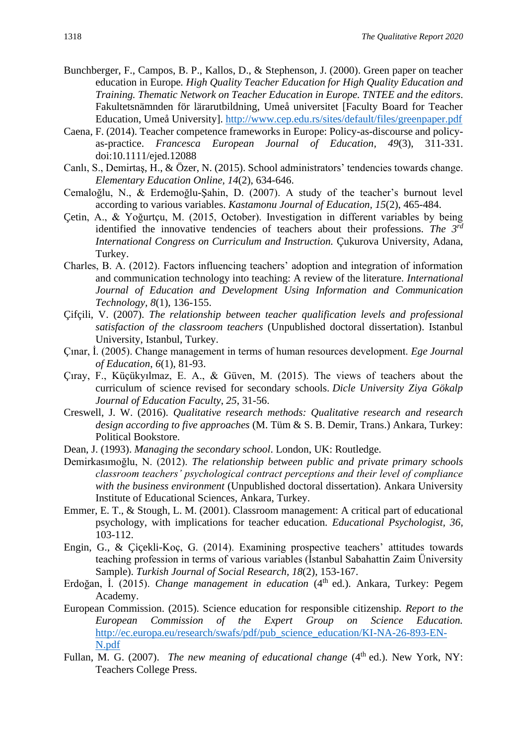Bunchberger, F., Campos, B. P., Kallos, D., & Stephenson, J. (2000). Green paper on teacher education in Europe. *High Quality Teacher Education for High Quality Education and Training. Thematic Network on Teacher Education in Europe. TNTEE and the editors*. Fakultetsnämnden för lärarutbildning, Umeå universitet [Faculty Board for Teacher Education, Umeå University]. http://www.cep.edu.rs/sites/default/files/greenpaper.pdf

Caena, F. (2014). Teacher competence frameworks in Europe: Policy-as-discourse and policy-as-practice. *Francesca European Journal of Education, 49*(3), 311-331. doi:10.1111/ejed.12088

Canlı, S., Demirtaş, H., & Özer, N. (2015). School administrators' tendencies towards change. *Elementary Education Online, 14*(2), 634-646.

Cemaloğlu, N., & Erdemoğlu-Şahin, D. (2007). A study of the teacher's burnout level according to various variables. *Kastamonu Journal of Education, 15*(2), 465-484.

Çetin, A., & Yoğurtçu, M. (2015, October). Investigation in different variables by being identified the innovative tendencies of teachers about their professions. *The 3rd International Congress on Curriculum and Instruction.* Çukurova University, Adana, Turkey.

Charles, B. A. (2012). Factors influencing teachers' adoption and integration of information and communication technology into teaching: A review of the literature. *International Journal of Education and Development Using Information and Communication Technology, 8*(1), 136-155.

Çifçili, V. (2007). *The relationship between teacher qualification levels and professional satisfaction of the classroom teachers* (Unpublished doctoral dissertation). Istanbul University, Istanbul, Turkey.

Çınar, İ. (2005). Change management in terms of human resources development. *Ege Journal of Education, 6*(1), 81-93.

Çıray, F., Küçükyılmaz, E. A., & Güven, M. (2015). The views of teachers about the curriculum of science revised for secondary schools. *Dicle University Ziya Gökalp Journal of Education Faculty, 25*, 31-56.

Creswell, J. W. (2016). *Qualitative research methods: Qualitative research and research design according to five approaches* (M. Tüm & S. B. Demir, Trans.) Ankara, Turkey: Political Bookstore.

Dean, J. (1993). *Managing the secondary school*. London, UK: Routledge.

Demirkasımoğlu, N. (2012). *The relationship between public and private primary schools classroom teachers' psychological contract perceptions and their level of compliance with the business environment* (Unpublished doctoral dissertation). Ankara University Institute of Educational Sciences, Ankara, Turkey.

Emmer, E. T., & Stough, L. M. (2001). Classroom management: A critical part of educational psychology, with implications for teacher education. *Educational Psychologist, 36*, 103-112.

Engin, G., & Çiçekli-Koç, G. (2014). Examining prospective teachers' attitudes towards teaching profession in terms of various variables (İstanbul Sabahattin Zaim Üniversity Sample). *Turkish Journal of Social Research, 18*(2), 153-167.

Erdoğan, İ. (2015). *Change management in education* (4th ed.). Ankara, Turkey: Pegem Academy.

European Commission. (2015). Science education for responsible citizenship. *Report to the European Commission of the Expert Group on Science Education.* http://ec.europa.eu/research/swafs/pdf/pub_science_education/KI-NA-26-893-EN-N.pdf

Fullan, M. G. (2007). *The new meaning of educational change* (4th ed.). New York, NY: Teachers College Press.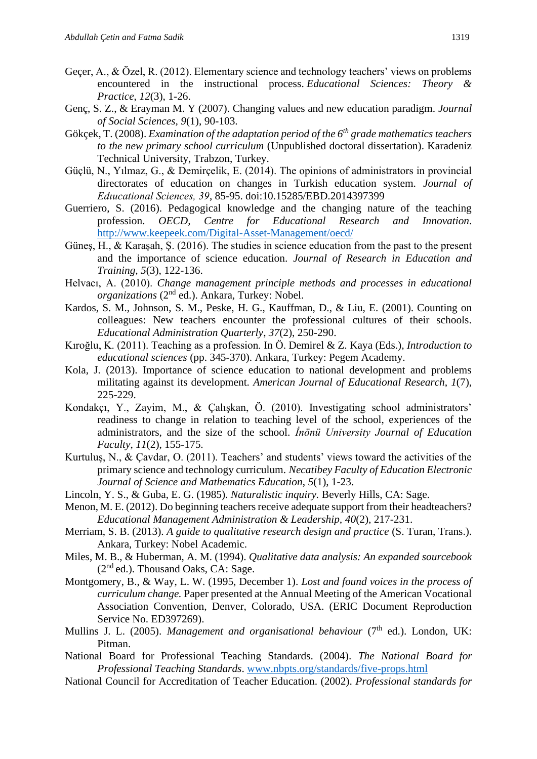Geçer, A., & Özel, R. (2012). Elementary science and technology teachers' views on problems encountered in the instructional process. *Educational Sciences: Theory & Practice*, *12*(3), 1-26.

Genç, S. Z., & Erayman M. Y (2007). Changing values and new education paradigm. *Journal of Social Sciences*, *9*(1), 90-103.

Gökçek, T. (2008). *Examination of the adaptation period of the 6th grade mathematics teachers to the new primary school curriculum* (Unpublished doctoral dissertation). Karadeniz Technical University, Trabzon, Turkey.

Güçlü, N., Yılmaz, G., & Demirçelik, E. (2014). The opinions of administrators in provincial directorates of education on changes in Turkish education system. *Journal of Educational Sciences, 39*, 85-95. doi:10.15285/EBD.2014397399

Guerriero, S. (2016). Pedagogical knowledge and the changing nature of the teaching profession. *OECD, Centre for Educational Research and Innovation*. http://www.keepeek.com/Digital-Asset-Management/oecd/

Güneş, H., & Karaşah, Ş. (2016). The studies in science education from the past to the present and the importance of science education. *Journal of Research in Education and Training*, *5*(3), 122-136.

Helvacı, A. (2010). *Change management principle methods and processes in educational organizations* (2nd ed.). Ankara, Turkey: Nobel.

Kardos, S. M., Johnson, S. M., Peske, H. G., Kauffman, D., & Liu, E. (2001). Counting on colleagues: New teachers encounter the professional cultures of their schools. *Educational Administration Quarterly*, *37*(2), 250-290.

Kıroğlu, K. (2011). Teaching as a profession. In Ö. Demirel & Z. Kaya (Eds.), *Introduction to educational sciences* (pp. 345-370). Ankara, Turkey: Pegem Academy.

Kola, J. (2013). Importance of science education to national development and problems militating against its development. *American Journal of Educational Research*, *1*(7), 225-229.

Kondakçı, Y., Zayim, M., & Çalışkan, Ö. (2010). Investigating school administrators' readiness to change in relation to teaching level of the school, experiences of the administrators, and the size of the school. *İnönü University Journal of Education Faculty*, *11*(2), 155-175.

Kurtuluş, N., & Çavdar, O. (2011). Teachers' and students' views toward the activities of the primary science and technology curriculum. *Necatibey Faculty of Education Electronic Journal of Science and Mathematics Education*, *5*(1), 1-23.

Lincoln, Y. S., & Guba, E. G. (1985). *Naturalistic inquiry*. Beverly Hills, CA: Sage.

Menon, M. E. (2012). Do beginning teachers receive adequate support from their headteachers? *Educational Management Administration & Leadership*, *40*(2), 217-231.

Merriam, S. B. (2013). *A guide to qualitative research design and practice* (S. Turan, Trans.). Ankara, Turkey: Nobel Academic.

Miles, M. B., & Huberman, A. M. (1994). *Qualitative data analysis: An expanded sourcebook* (2nd ed.). Thousand Oaks, CA: Sage.

Montgomery, B., & Way, L. W. (1995, December 1). *Lost and found voices in the process of curriculum change.* Paper presented at the Annual Meeting of the American Vocational Association Convention, Denver, Colorado, USA. (ERIC Document Reproduction Service No. ED397269).

Mullins J. L. (2005). *Management and organisational behaviour* (7th ed.). London, UK: Pitman.

National Board for Professional Teaching Standards. (2004). *The National Board for Professional Teaching Standards*. www.nbpts.org/standards/five-props.html

National Council for Accreditation of Teacher Education. (2002). *Professional standards for*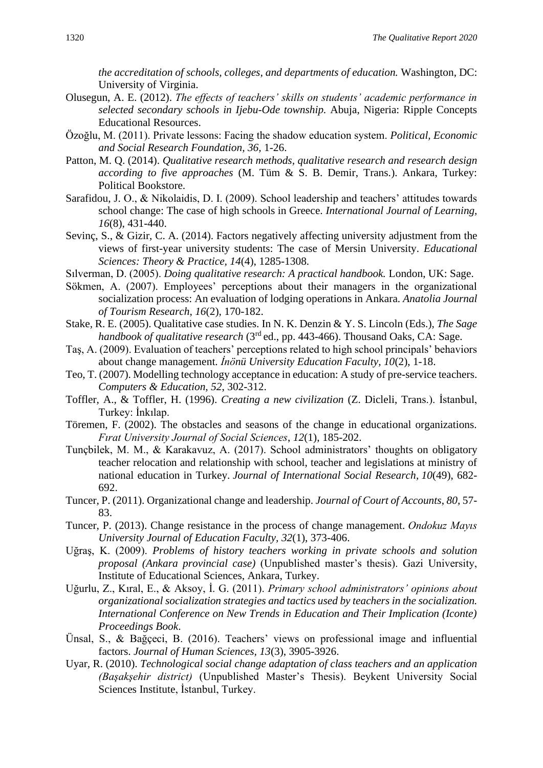*the accreditation of schools, colleges, and departments of education.* Washington, DC: University of Virginia.

Olusegun, A. E. (2012). *The effects of teachers' skills on students' academic performance in selected secondary schools in Ijebu-Ode township.* Abuja, Nigeria: Ripple Concepts Educational Resources.

Özoğlu, M. (2011). Private lessons: Facing the shadow education system. *Political, Economic and Social Research Foundation, 36,* 1-26.

Patton, M. Q. (2014). *Qualitative research methods, qualitative research and research design according to five approaches* (M. Tüm & S. B. Demir, Trans.). Ankara, Turkey: Political Bookstore.

Sarafidou, J. O., & Nikolaidis, D. I. (2009). School leadership and teachers' attitudes towards school change: The case of high schools in Greece. *International Journal of Learning, 16*(8), 431-440.

Sevinç, S., & Gizir, C. A. (2014). Factors negatively affecting university adjustment from the views of first-year university students: The case of Mersin University. *Educational Sciences: Theory & Practice, 14*(4), 1285-1308.

Sılverman, D. (2005). *Doing qualitative research: A practical handbook.* London, UK: Sage.

Sökmen, A. (2007). Employees' perceptions about their managers in the organizational socialization process: An evaluation of lodging operations in Ankara. *Anatolia Journal of Tourism Research, 16*(2), 170-182.

Stake, R. E. (2005). Qualitative case studies. In N. K. Denzin & Y. S. Lincoln (Eds.), *The Sage handbook of qualitative research* (3rd ed., pp. 443-466). Thousand Oaks, CA: Sage.

Taş, A. (2009). Evaluation of teachers' perceptions related to high school principals' behaviors about change management. *İnönü University Education Faculty, 10*(2), 1-18.

Teo, T. (2007). Modelling technology acceptance in education: A study of pre-service teachers. *Computers & Education, 52,* 302-312.

Toffler, A., & Toffler, H. (1996). *Creating a new civilization* (Z. Dicleli, Trans.). İstanbul, Turkey: İnkılap.

Töremen, F. (2002). The obstacles and seasons of the change in educational organizations. *Fırat University Journal of Social Sciences*, *12*(1), 185-202.

Tunçbilek, M. M., & Karakavuz, A. (2017). School administrators' thoughts on obligatory teacher relocation and relationship with school, teacher and legislations at ministry of national education in Turkey. *Journal of International Social Research*, *10*(49), 682-692.

Tuncer, P. (2011). Organizational change and leadership. *Journal of Court of Accounts*, *80,* 57-83.

Tuncer, P. (2013). Change resistance in the process of change management. *Ondokuz Mayıs University Journal of Education Faculty, 32*(1), 373-406.

Uğraş, K. (2009). *Problems of history teachers working in private schools and solution proposal (Ankara provincial case)* (Unpublished master's thesis). Gazi University, Institute of Educational Sciences, Ankara, Turkey.

Uğurlu, Z., Kıral, E., & Aksoy, İ. G. (2011). *Primary school administrators' opinions about organizational socialization strategies and tactics used by teachers in the socialization. International Conference on New Trends in Education and Their Implication (Iconte) Proceedings Book*.

Ünsal, S., & Bağçeci, B. (2016). Teachers' views on professional image and influential factors. *Journal of Human Sciences, 13*(3), 3905-3926.

Uyar, R. (2010). *Technological social change adaptation of class teachers and an application (Başakşehir district)* (Unpublished Master's Thesis). Beykent University Social Sciences Institute, İstanbul, Turkey.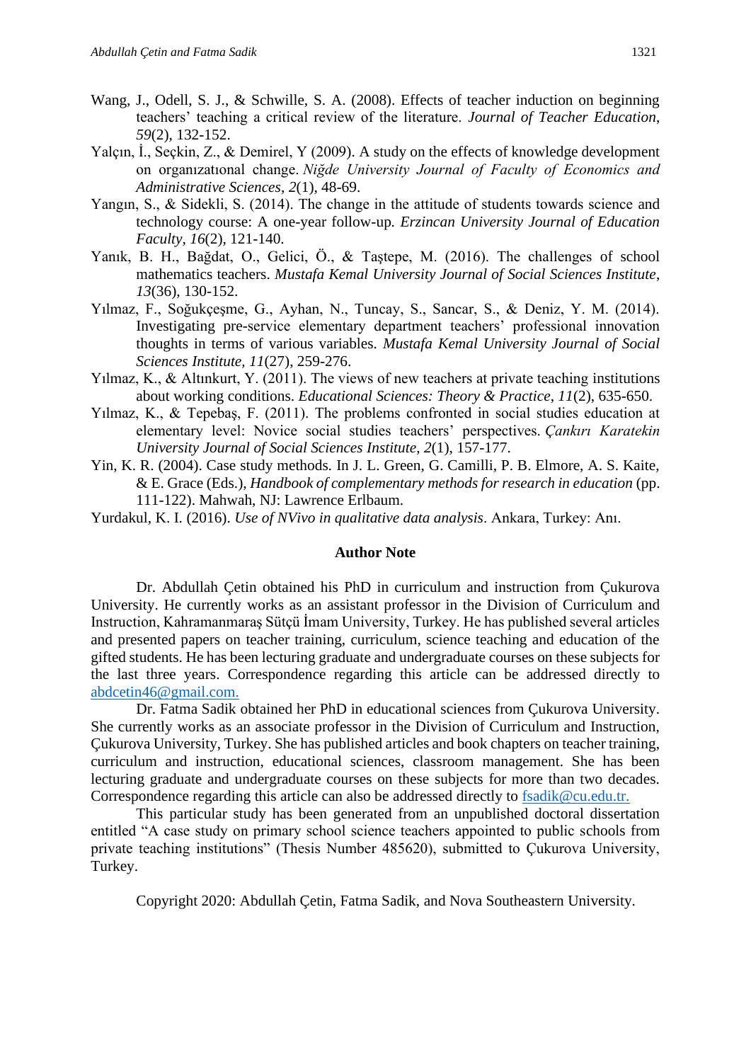Wang, J., Odell, S. J., & Schwille, S. A. (2008). Effects of teacher induction on beginning teachers' teaching a critical review of the literature. *Journal of Teacher Education*, *59*(2), 132-152.

Yalçın, İ., Seçkin, Z., & Demirel, Y (2009). A study on the effects of knowledge development on organızatıonal change. *Niğde University Journal of Faculty of Economics and Administrative Sciences*, *2*(1), 48-69.

Yangın, S., & Sidekli, S. (2014). The change in the attitude of students towards science and technology course: A one-year follow-up. *Erzincan University Journal of Education Faculty*, *16*(2), 121-140.

Yanık, B. H., Bağdat, O., Gelici, Ö., & Taştepe, M. (2016). The challenges of school mathematics teachers. *Mustafa Kemal University Journal of Social Sciences Institute*, *13*(36), 130-152.

Yılmaz, F., Soğukçeşme, G., Ayhan, N., Tuncay, S., Sancar, S., & Deniz, Y. M. (2014). Investigating pre-service elementary department teachers' professional innovation thoughts in terms of various variables. *Mustafa Kemal University Journal of Social Sciences Institute*, *11*(27), 259-276.

Yılmaz, K., & Altınkurt, Y. (2011). The views of new teachers at private teaching institutions about working conditions. *Educational Sciences: Theory & Practice*, *11*(2), 635-650.

Yılmaz, K., & Tepebaş, F. (2011). The problems confronted in social studies education at elementary level: Novice social studies teachers' perspectives. *Çankırı Karatekin University Journal of Social Sciences Institute*, *2*(1), 157-177.

Yin, K. R. (2004). Case study methods. In J. L. Green, G. Camilli, P. B. Elmore, A. S. Kaite, & E. Grace (Eds.), *Handbook of complementary methods for research in education* (pp. 111-122). Mahwah, NJ: Lawrence Erlbaum.

Yurdakul, K. I. (2016). *Use of NVivo in qualitative data analysis*. Ankara, Turkey: Anı.

## Author Note

Dr. Abdullah Çetin obtained his PhD in curriculum and instruction from Çukurova University. He currently works as an assistant professor in the Division of Curriculum and Instruction, Kahramanmaraş Sütçü İmam University, Turkey. He has published several articles and presented papers on teacher training, curriculum, science teaching and education of the gifted students. He has been lecturing graduate and undergraduate courses on these subjects for the last three years. Correspondence regarding this article can be addressed directly to abdcetin46@gmail.com.

Dr. Fatma Sadik obtained her PhD in educational sciences from Çukurova University. She currently works as an associate professor in the Division of Curriculum and Instruction, Çukurova University, Turkey. She has published articles and book chapters on teacher training, curriculum and instruction, educational sciences, classroom management. She has been lecturing graduate and undergraduate courses on these subjects for more than two decades. Correspondence regarding this article can also be addressed directly to fsadik@cu.edu.tr.

This particular study has been generated from an unpublished doctoral dissertation entitled "A case study on primary school science teachers appointed to public schools from private teaching institutions" (Thesis Number 485620), submitted to Çukurova University, Turkey.

Copyright 2020: Abdullah Çetin, Fatma Sadik, and Nova Southeastern University.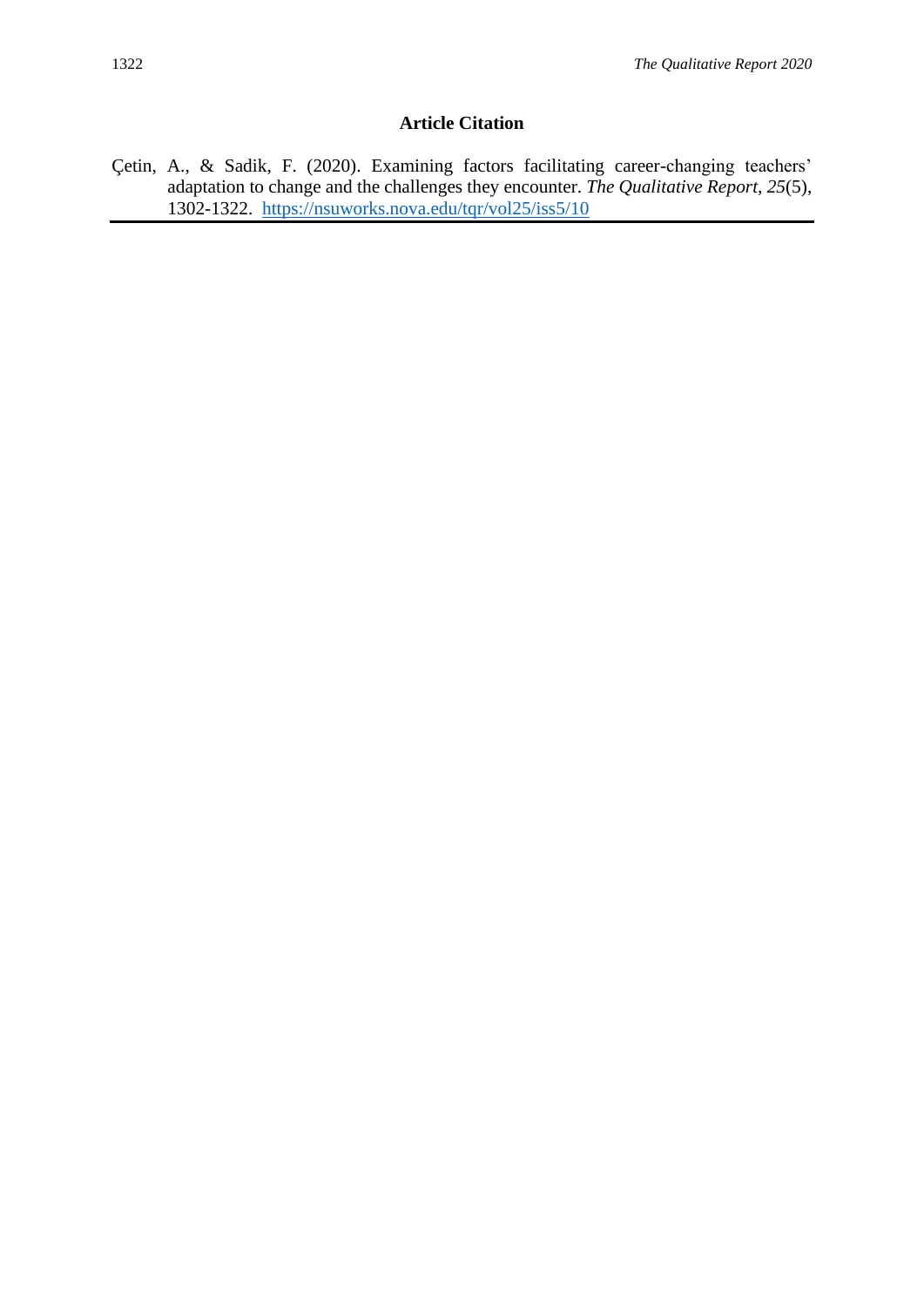## Article Citation

Çetin, A., & Sadik, F. (2020). Examining factors facilitating career-changing teachers' adaptation to change and the challenges they encounter. *The Qualitative Report, 25*(5), 1302-1322. https://nsuworks.nova.edu/tqr/vol25/iss5/10